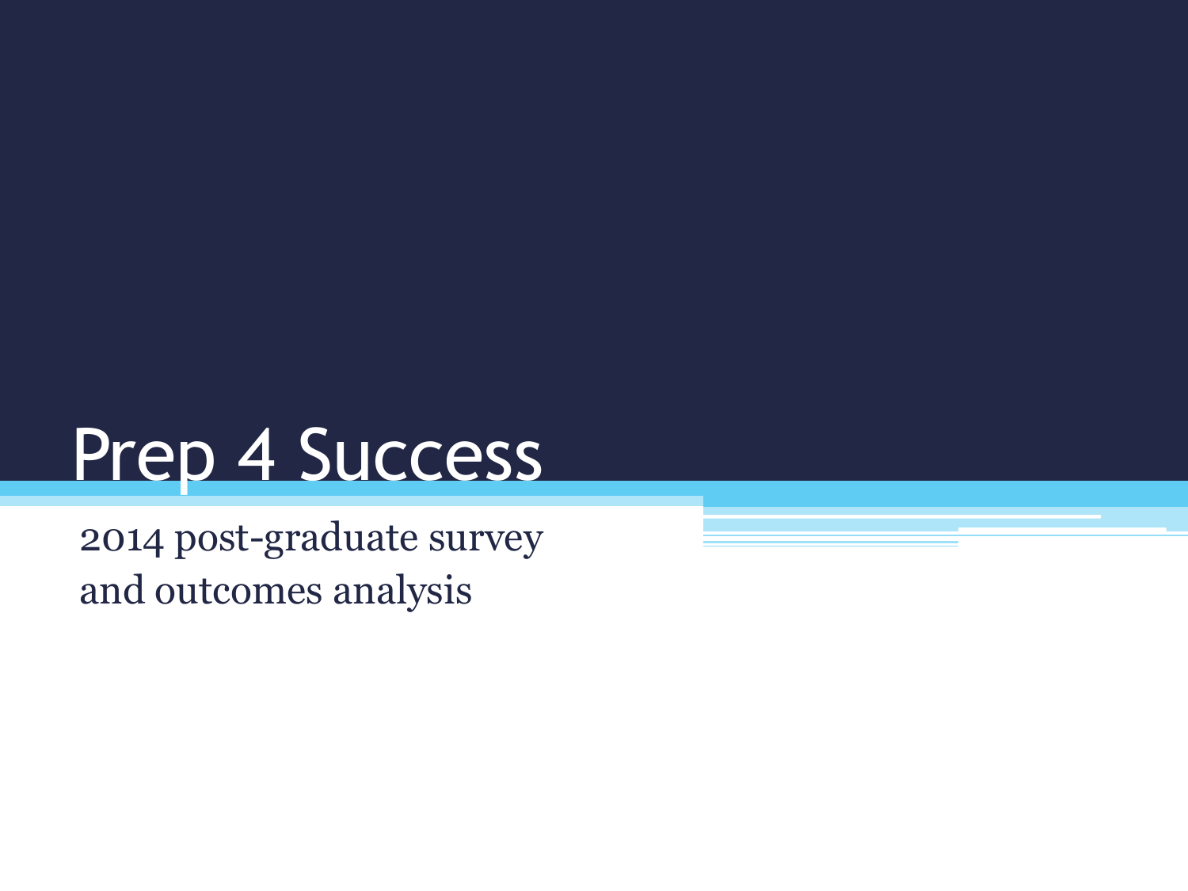# Prep 4 Success

2014 post-graduate survey
and outcomes analysis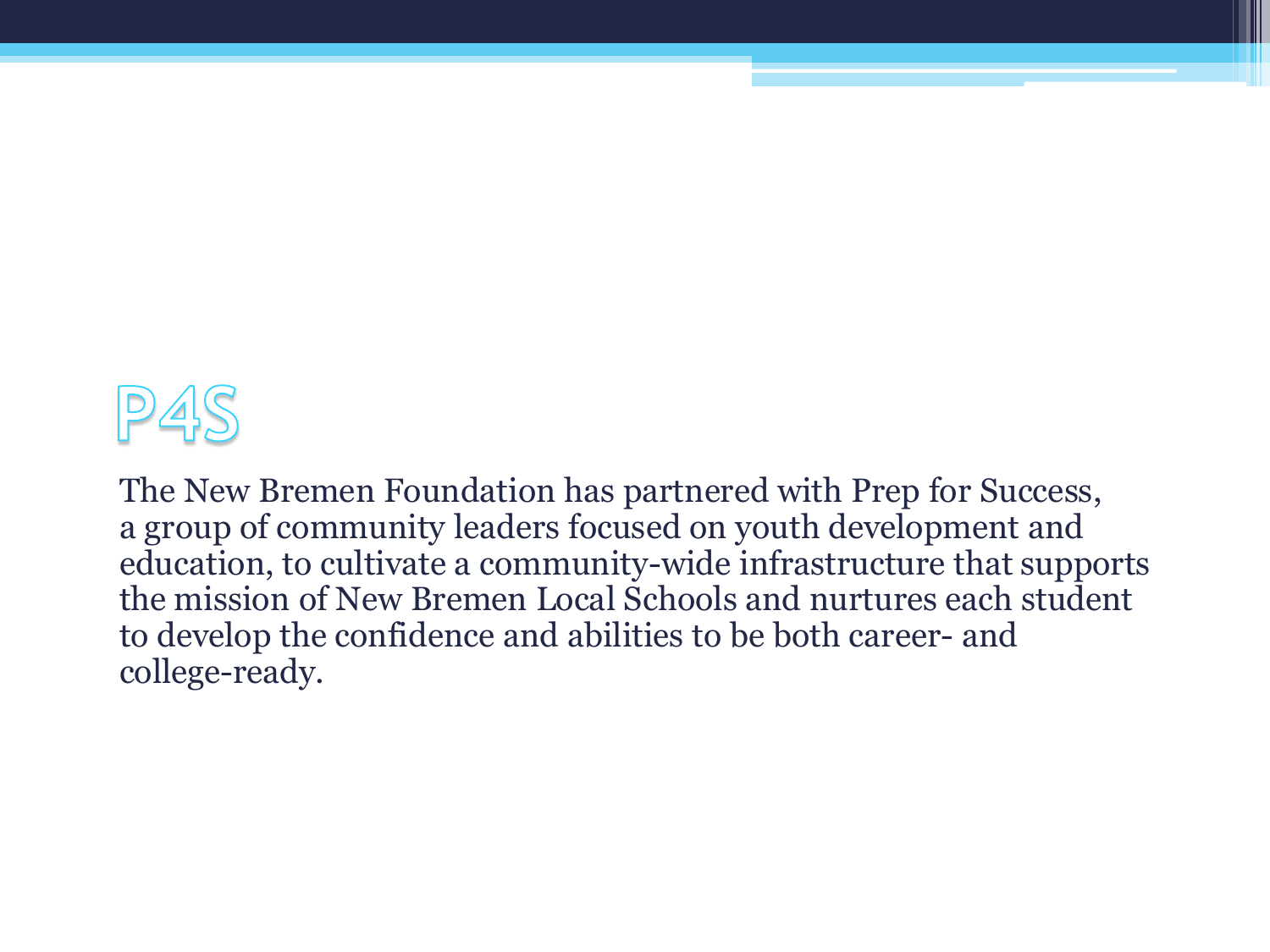# P4S

The New Bremen Foundation has partnered with Prep for Success, a group of community leaders focused on youth development and education, to cultivate a community-wide infrastructure that supports the mission of New Bremen Local Schools and nurtures each student to develop the confidence and abilities to be both career- and college-ready.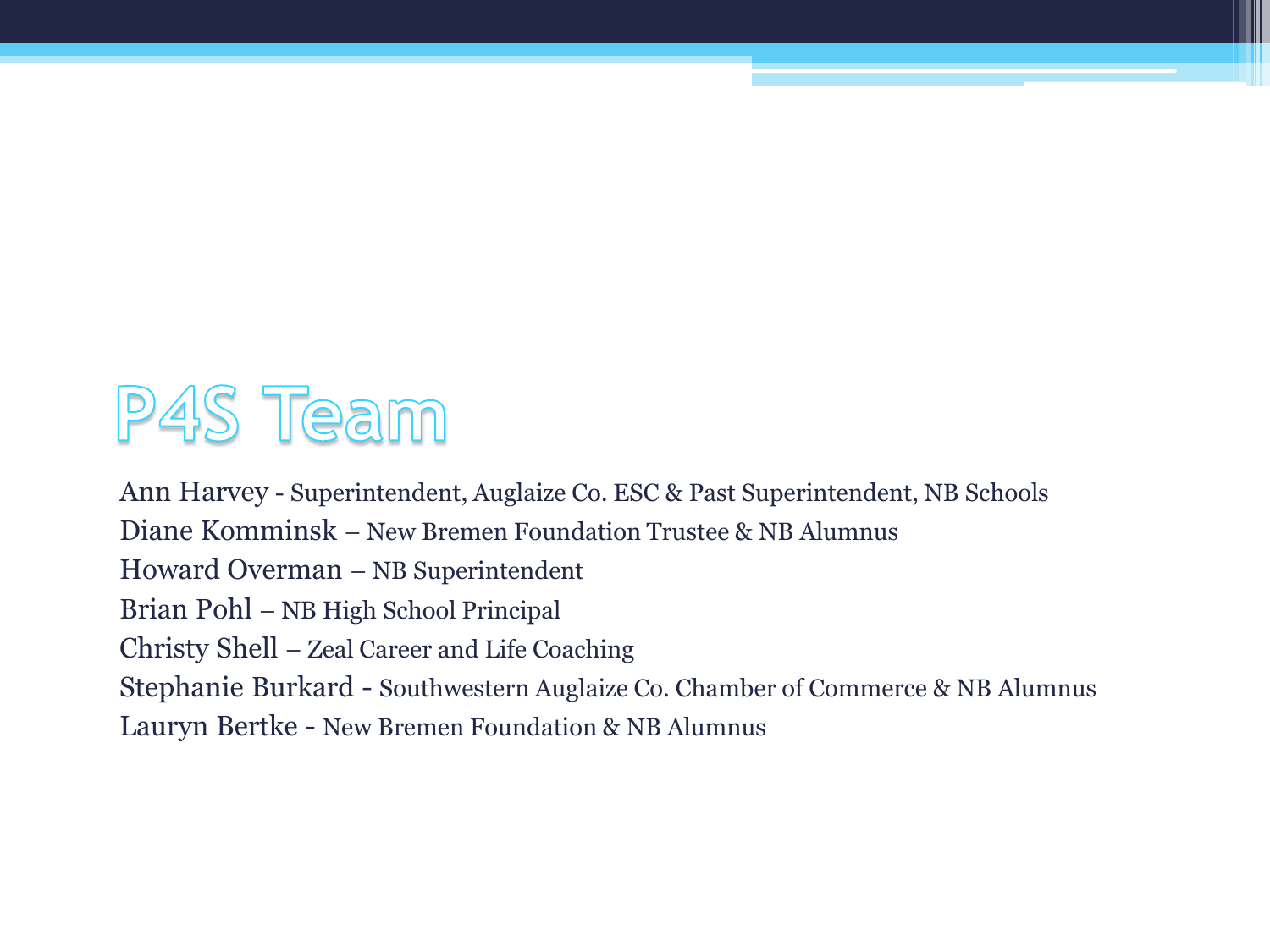# P4S Team

Ann Harvey - Superintendent, Auglaize Co. ESC & Past Superintendent, NB Schools
Diane Komminsk – New Bremen Foundation Trustee & NB Alumnus
Howard Overman – NB Superintendent
Brian Pohl – NB High School Principal
Christy Shell – Zeal Career and Life Coaching
Stephanie Burkard - Southwestern Auglaize Co. Chamber of Commerce & NB Alumnus
Lauryn Bertke - New Bremen Foundation & NB Alumnus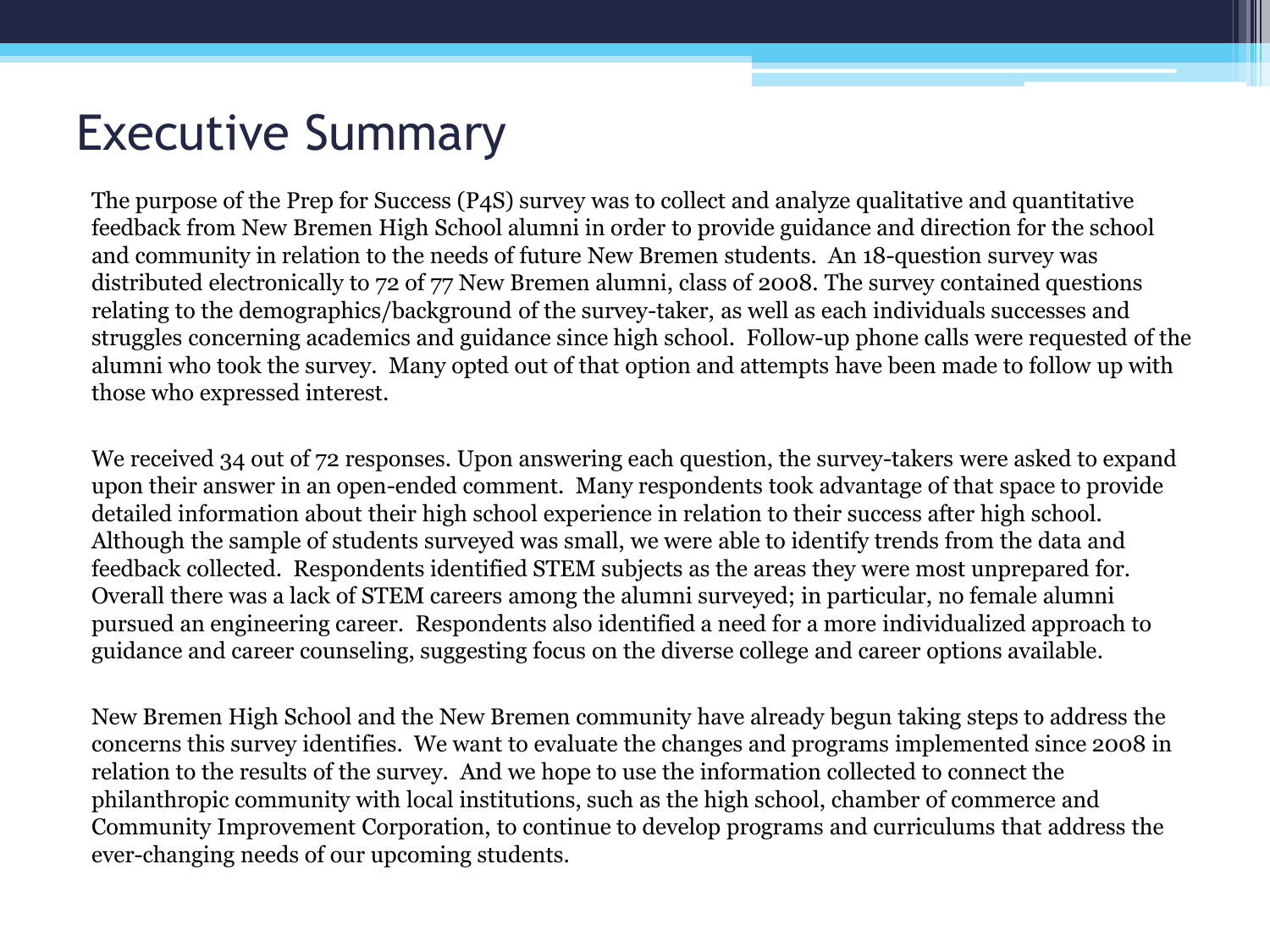# Executive Summary

The purpose of the Prep for Success (P4S) survey was to collect and analyze qualitative and quantitative feedback from New Bremen High School alumni in order to provide guidance and direction for the school and community in relation to the needs of future New Bremen students. An 18-question survey was distributed electronically to 72 of 77 New Bremen alumni, class of 2008. The survey contained questions relating to the demographics/background of the survey-taker, as well as each individuals successes and struggles concerning academics and guidance since high school. Follow-up phone calls were requested of the alumni who took the survey. Many opted out of that option and attempts have been made to follow up with those who expressed interest.

We received 34 out of 72 responses. Upon answering each question, the survey-takers were asked to expand upon their answer in an open-ended comment. Many respondents took advantage of that space to provide detailed information about their high school experience in relation to their success after high school. Although the sample of students surveyed was small, we were able to identify trends from the data and feedback collected. Respondents identified STEM subjects as the areas they were most unprepared for. Overall there was a lack of STEM careers among the alumni surveyed; in particular, no female alumni pursued an engineering career. Respondents also identified a need for a more individualized approach to guidance and career counseling, suggesting focus on the diverse college and career options available.

New Bremen High School and the New Bremen community have already begun taking steps to address the concerns this survey identifies. We want to evaluate the changes and programs implemented since 2008 in relation to the results of the survey. And we hope to use the information collected to connect the philanthropic community with local institutions, such as the high school, chamber of commerce and Community Improvement Corporation, to continue to develop programs and curriculums that address the ever-changing needs of our upcoming students.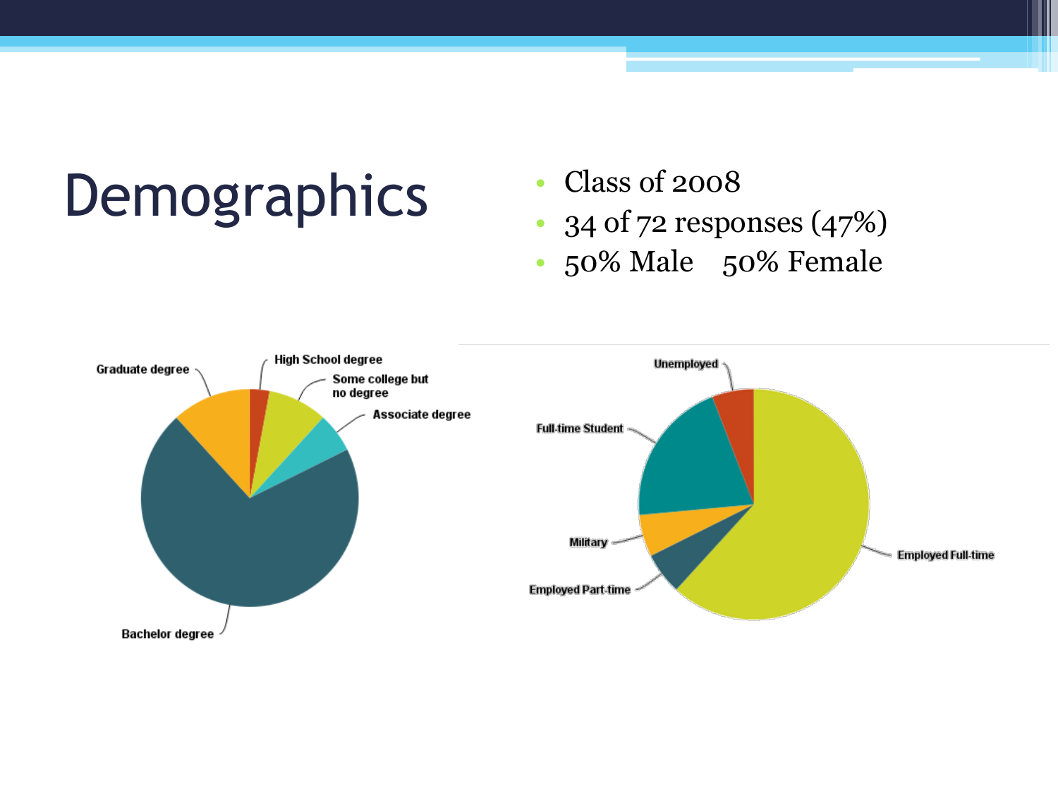# Demographics

- Class of 2008
- 34 of 72 responses (47%)
- 50% Male    50% Female

High School degree

Some college but no degree

Associate degree

Graduate degree

Bachelor degree

Unemployed

Full-time Student

Military

Employed Part-time

Employed Full-time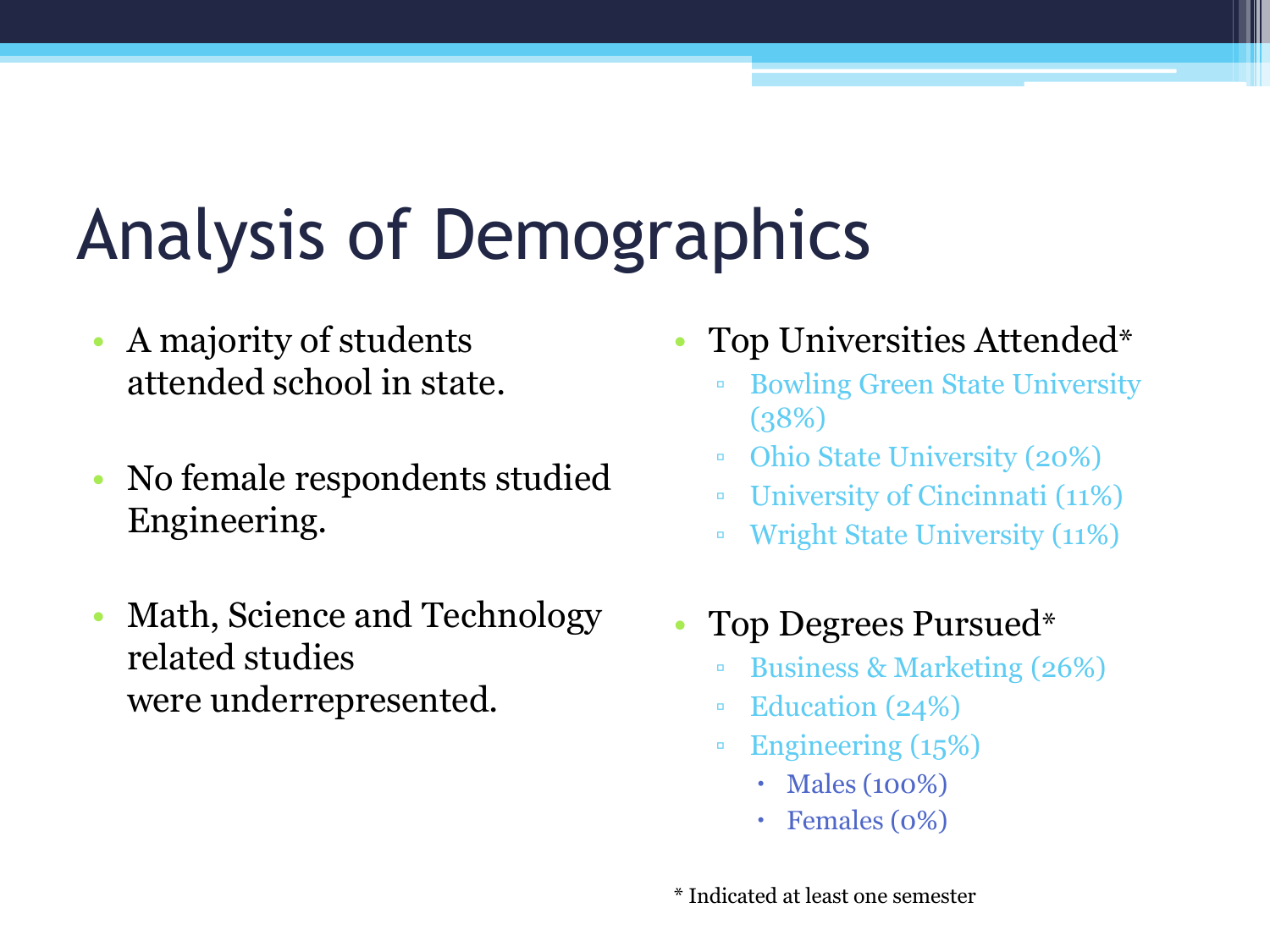# Analysis of Demographics

- A majority of students attended school in state.
- No female respondents studied Engineering.
- Math, Science and Technology related studies were underrepresented.

- Top Universities Attended*
  - Bowling Green State University (38%)
  - Ohio State University (20%)
  - University of Cincinnati (11%)
  - Wright State University (11%)
- Top Degrees Pursued*
  - Business & Marketing (26%)
  - Education (24%)
  - Engineering (15%)
    - Males (100%)
    - Females (0%)

* Indicated at least one semester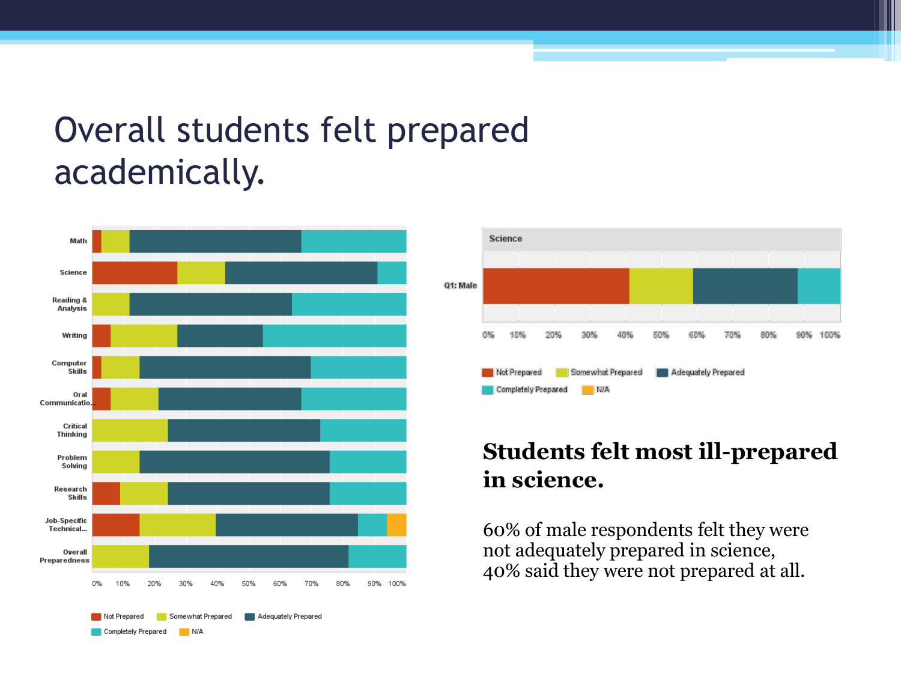# Overall students felt prepared academically.

Math

Science

Reading & Analysis

Writing

Computer Skills

Oral Communicatio...

Critical Thinking

Problem Solving

Research Skills

Job-Specific Technical...

Overall Preparedness

0% 10% 20% 30% 40% 50% 60% 70% 80% 90% 100%

Not Prepared | Somewhat Prepared | Adequately Prepared | Completely Prepared | N/A

Science

Q1: Male

0% 10% 20% 30% 40% 50% 60% 70% 80% 90% 100%

Not Prepared | Somewhat Prepared | Adequately Prepared | Completely Prepared | N/A

**Students felt most ill-prepared in science.**

60% of male respondents felt they were not adequately prepared in science, 40% said they were not prepared at all.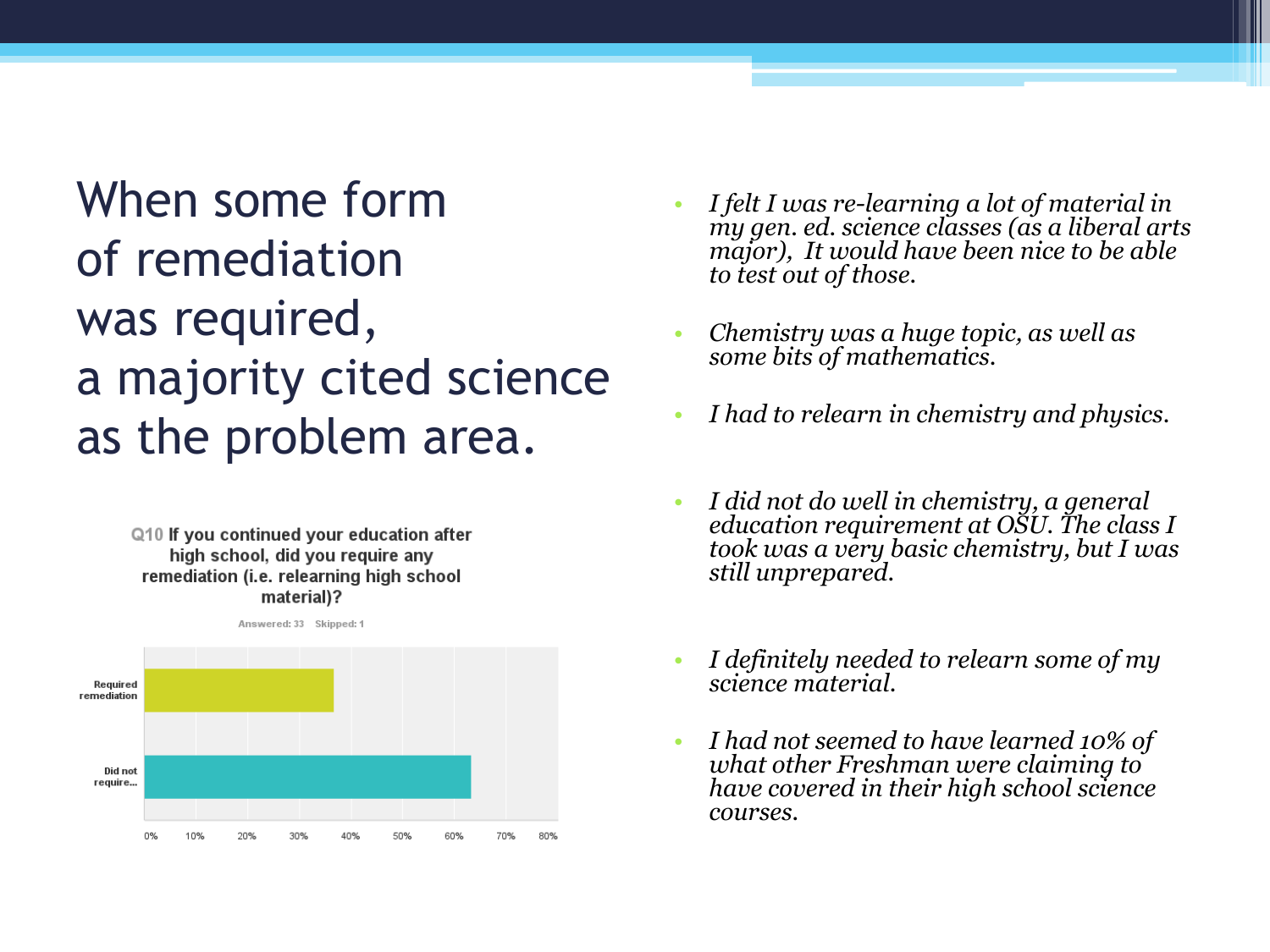# When some form of remediation was required, a majority cited science as the problem area.

Q10 If you continued your education after high school, did you require any remediation (i.e. relearning high school material)?

Answered: 33 Skipped: 1

Required remediation

Did not require...

0% 10% 20% 30% 40% 50% 60% 70% 80%

- *I felt I was re-learning a lot of material in my gen. ed. science classes (as a liberal arts major), It would have been nice to be able to test out of those.*
- *Chemistry was a huge topic, as well as some bits of mathematics.*
- *I had to relearn in chemistry and physics.*
- *I did not do well in chemistry, a general education requirement at OSU. The class I took was a very basic chemistry, but I was still unprepared.*
- *I definitely needed to relearn some of my science material.*
- *I had not seemed to have learned 10% of what other Freshman were claiming to have covered in their high school science courses.*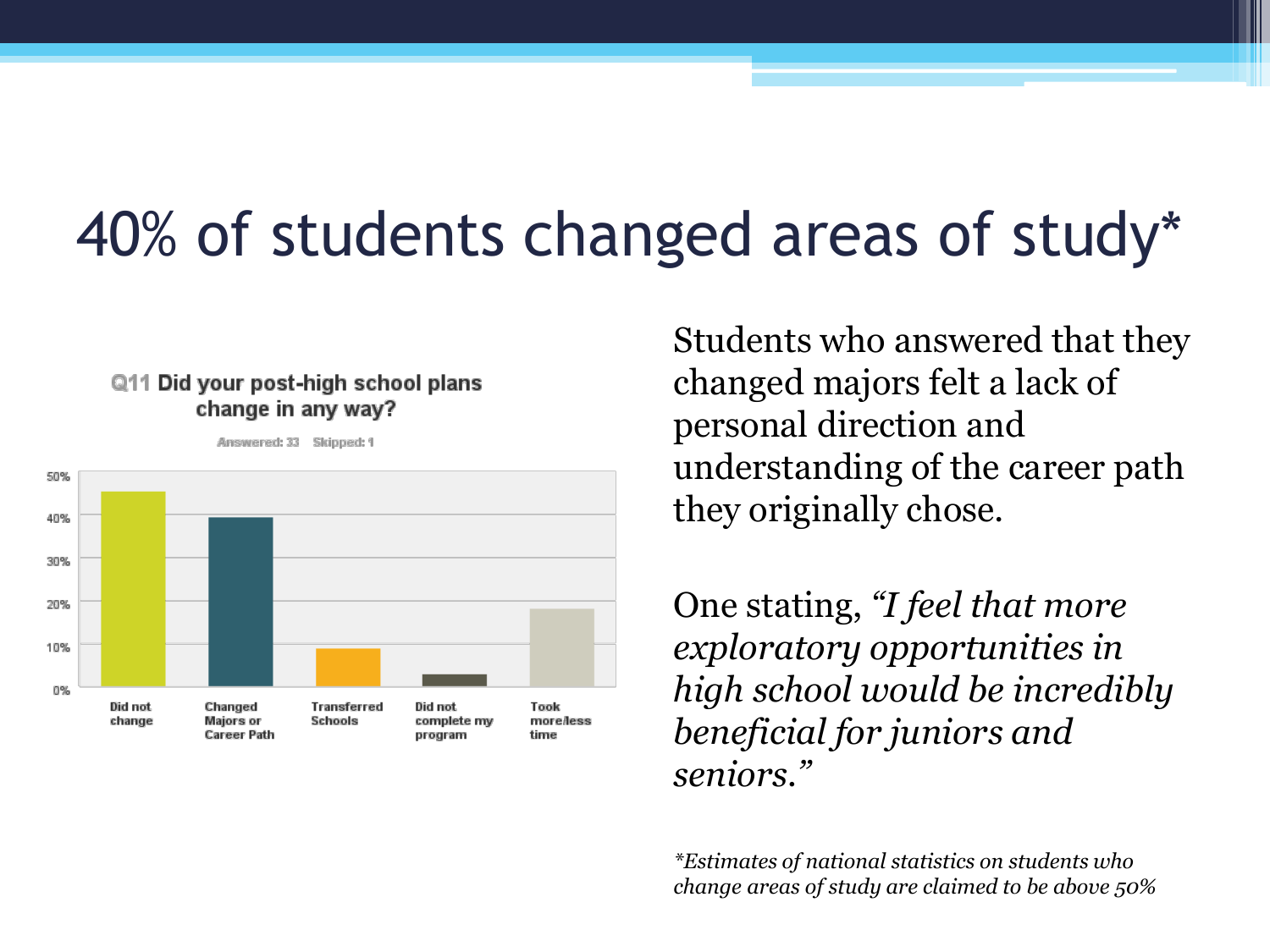# 40% of students changed areas of study*

**Q11 Did your post-high school plans change in any way?**

Answered: 33 Skipped: 1

| | Did not change | Changed Majors or Career Path | Transferred Schools | Did not complete my program | Took more/less time |
|---|---|---|---|---|---|
| | ~45% | ~39% | ~9% | ~3% | ~18% |

Students who answered that they changed majors felt a lack of personal direction and understanding of the career path they originally chose.

One stating, *"I feel that more exploratory opportunities in high school would be incredibly beneficial for juniors and seniors."*

*\*Estimates of national statistics on students who change areas of study are claimed to be above 50%*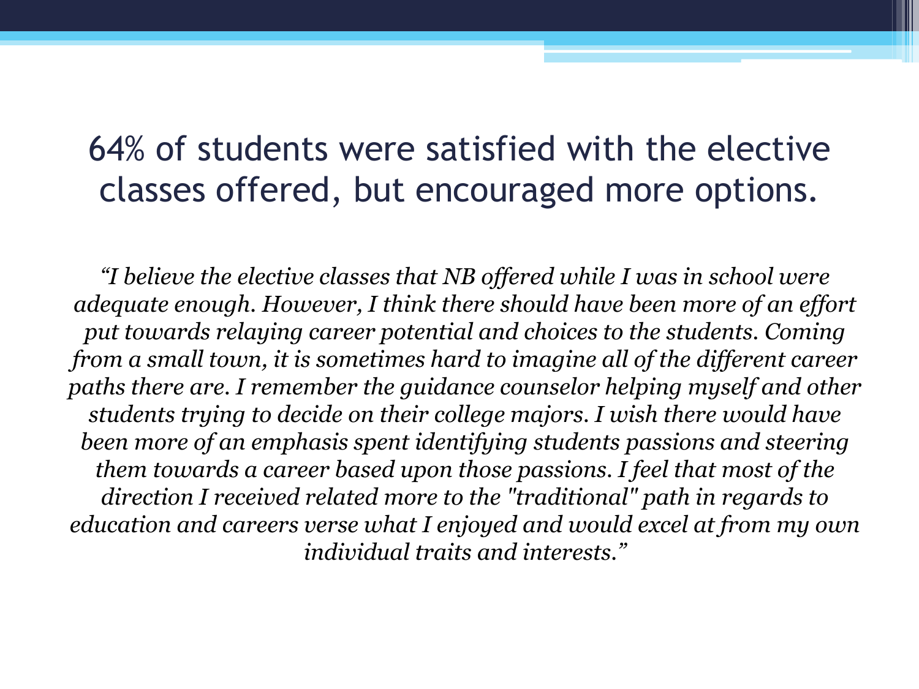# 64% of students were satisfied with the elective classes offered, but encouraged more options.

*"I believe the elective classes that NB offered while I was in school were adequate enough. However, I think there should have been more of an effort put towards relaying career potential and choices to the students. Coming from a small town, it is sometimes hard to imagine all of the different career paths there are. I remember the guidance counselor helping myself and other students trying to decide on their college majors. I wish there would have been more of an emphasis spent identifying students passions and steering them towards a career based upon those passions. I feel that most of the direction I received related more to the "traditional" path in regards to education and careers verse what I enjoyed and would excel at from my own individual traits and interests."*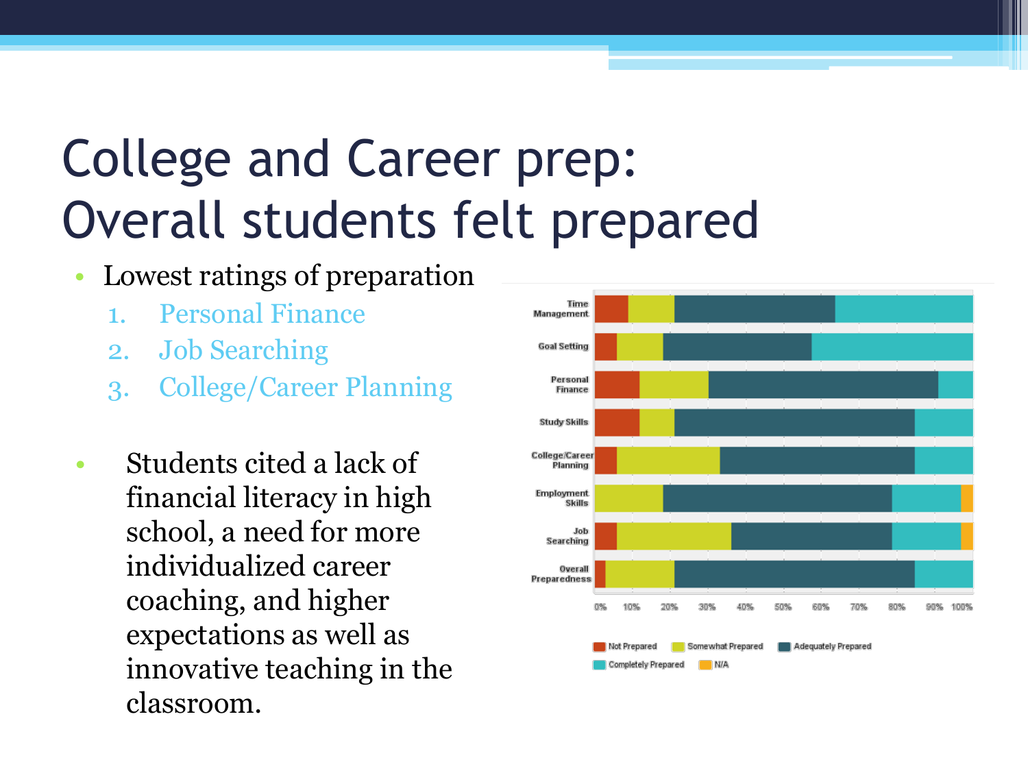# College and Career prep: Overall students felt prepared

- Lowest ratings of preparation
  1. Personal Finance
  2. Job Searching
  3. College/Career Planning

- Students cited a lack of financial literacy in high school, a need for more individualized career coaching, and higher expectations as well as innovative teaching in the classroom.

Time Management
Goal Setting
Personal Finance
Study Skills
College/Career Planning
Employment Skills
Job Searching
Overall Preparedness

0% 10% 20% 30% 40% 50% 60% 70% 80% 90% 100%

Not Prepared
Somewhat Prepared
Adequately Prepared
Completely Prepared
N/A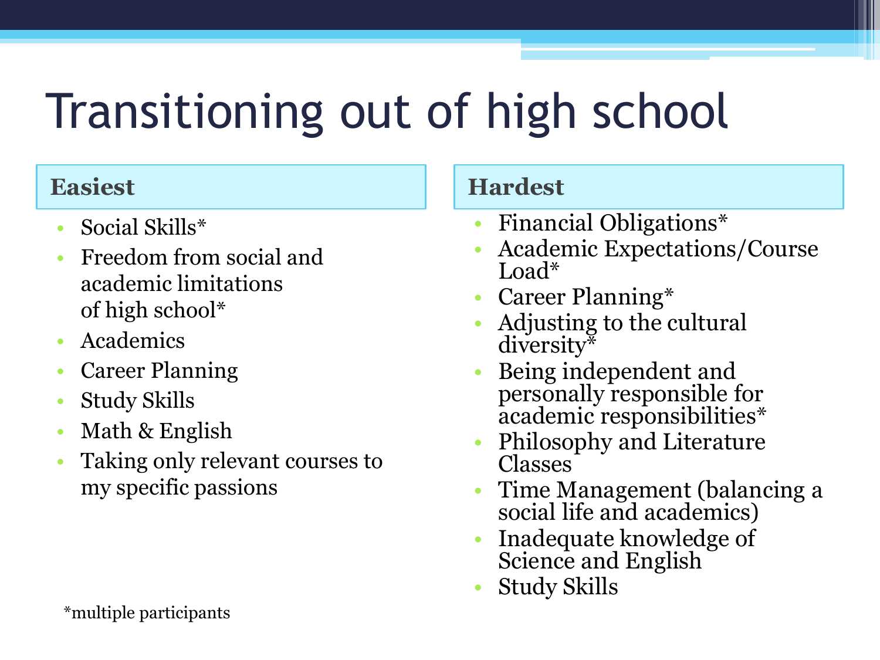# Transitioning out of high school

## Easiest

- Social Skills*
- Freedom from social and academic limitations of high school*
- Academics
- Career Planning
- Study Skills
- Math & English
- Taking only relevant courses to my specific passions

## Hardest

- Financial Obligations*
- Academic Expectations/Course Load*
- Career Planning*
- Adjusting to the cultural diversity*
- Being independent and personally responsible for academic responsibilities*
- Philosophy and Literature Classes
- Time Management (balancing a social life and academics)
- Inadequate knowledge of Science and English
- Study Skills

*multiple participants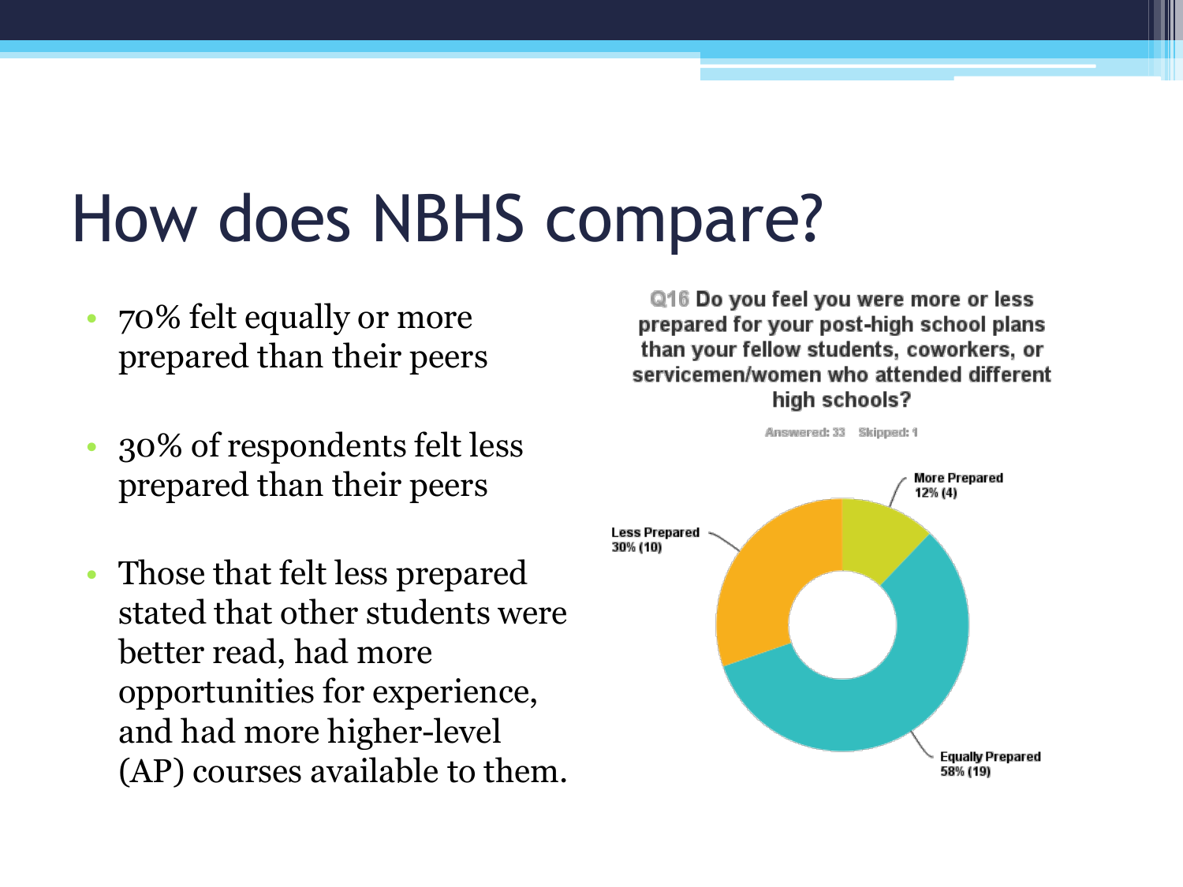# How does NBHS compare?

- 70% felt equally or more prepared than their peers
- 30% of respondents felt less prepared than their peers
- Those that felt less prepared stated that other students were better read, had more opportunities for experience, and had more higher-level (AP) courses available to them.

**Q16 Do you feel you were more or less prepared for your post-high school plans than your fellow students, coworkers, or servicemen/women who attended different high schools?**

Answered: 33 Skipped: 1

More Prepared
12% (4)

Less Prepared
30% (10)

Equally Prepared
58% (19)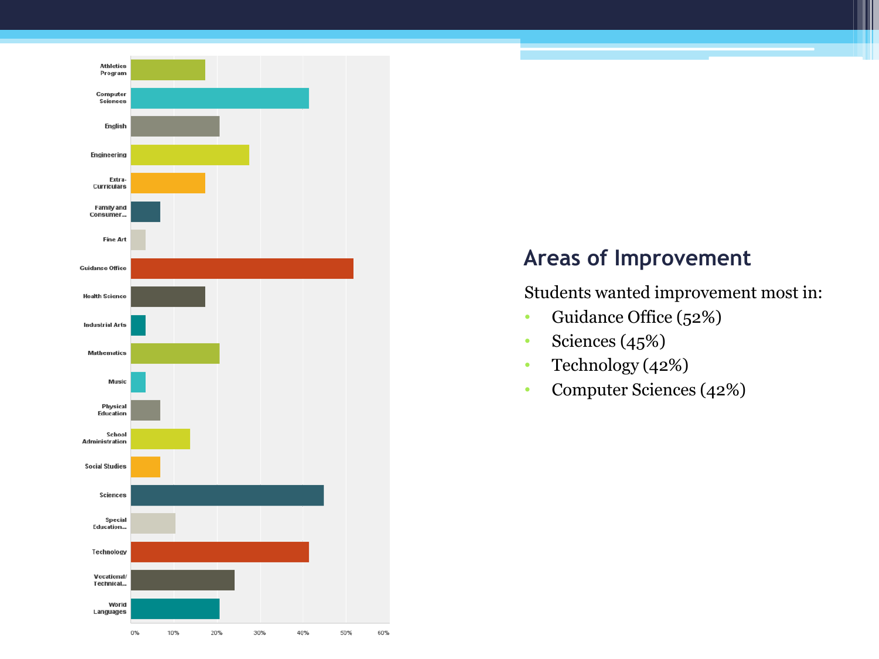Athletics Program
Computer Sciences
English
Engineering
Extra-Curriculars
Family and Consumer...
Fine Art
Guidance Office
Health Science
Industrial Arts
Mathematics
Music
Physical Education
School Administration
Social Studies
Sciences
Special Education...
Technology
Vocational/Technical...
World Languages

0% 10% 20% 30% 40% 50% 60%

## Areas of Improvement

Students wanted improvement most in:

- Guidance Office (52%)
- Sciences (45%)
- Technology (42%)
- Computer Sciences (42%)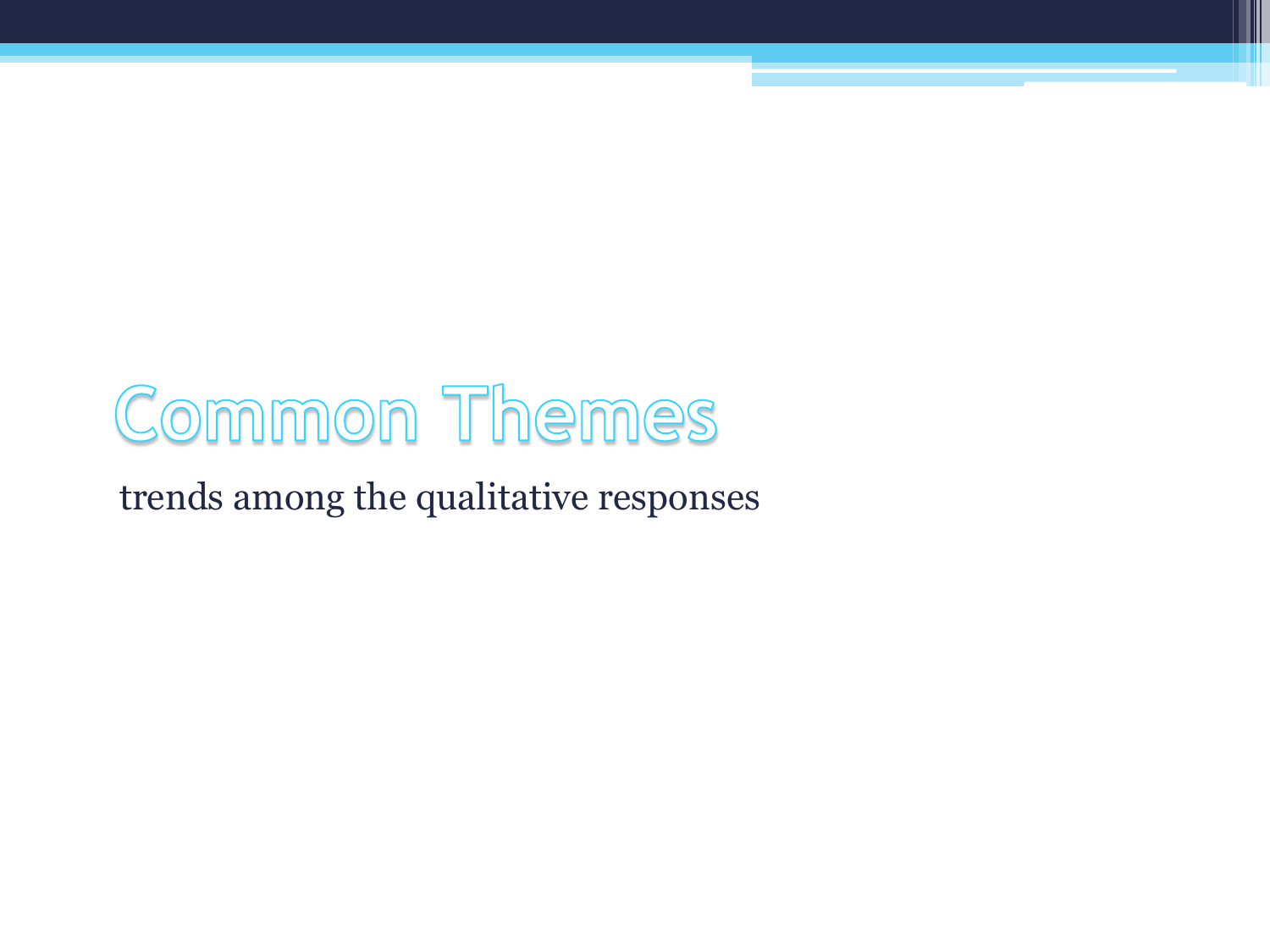# Common Themes

trends among the qualitative responses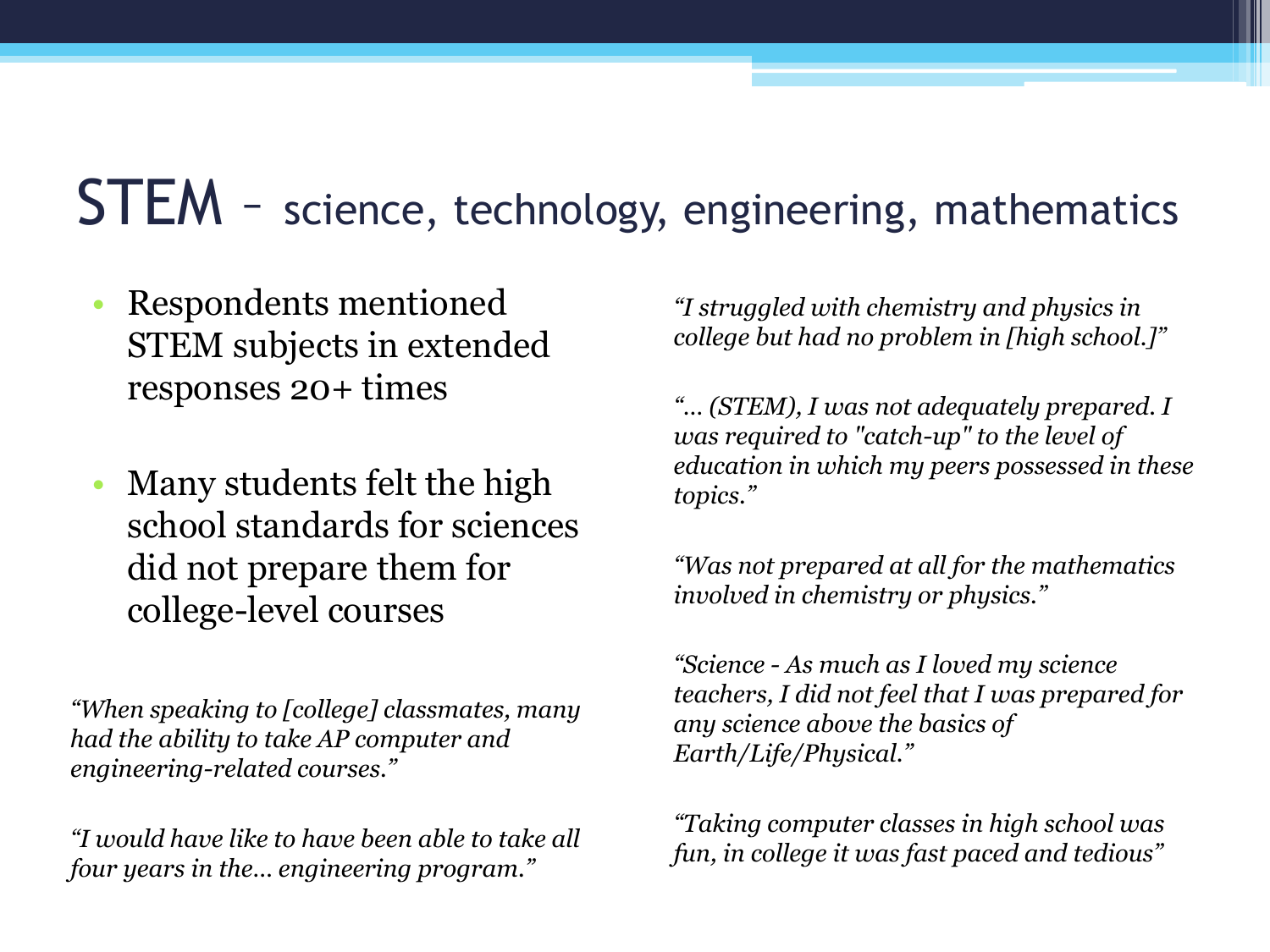# STEM – science, technology, engineering, mathematics

- Respondents mentioned STEM subjects in extended responses 20+ times
- Many students felt the high school standards for sciences did not prepare them for college-level courses

*"When speaking to [college] classmates, many had the ability to take AP computer and engineering-related courses."*

*"I would have like to have been able to take all four years in the… engineering program."*

*"I struggled with chemistry and physics in college but had no problem in [high school.]"*

*"… (STEM), I was not adequately prepared. I was required to "catch-up" to the level of education in which my peers possessed in these topics."*

*"Was not prepared at all for the mathematics involved in chemistry or physics."*

*"Science - As much as I loved my science teachers, I did not feel that I was prepared for any science above the basics of Earth/Life/Physical."*

*"Taking computer classes in high school was fun, in college it was fast paced and tedious"*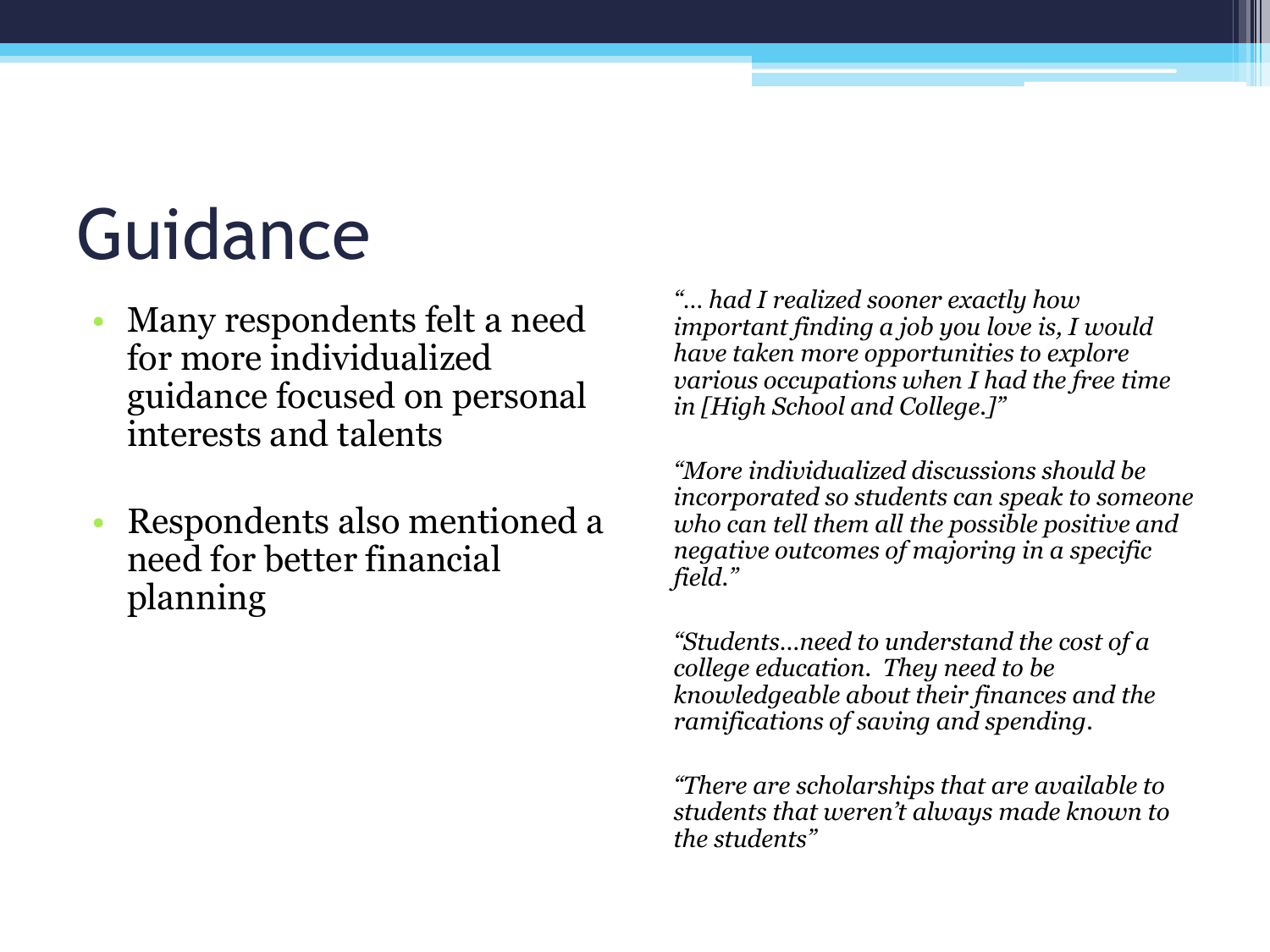# Guidance

- Many respondents felt a need for more individualized guidance focused on personal interests and talents
- Respondents also mentioned a need for better financial planning

*"… had I realized sooner exactly how important finding a job you love is, I would have taken more opportunities to explore various occupations when I had the free time in [High School and College.]"*

*"More individualized discussions should be incorporated so students can speak to someone who can tell them all the possible positive and negative outcomes of majoring in a specific field."*

*"Students…need to understand the cost of a college education. They need to be knowledgeable about their finances and the ramifications of saving and spending.*

*"There are scholarships that are available to students that weren't always made known to the students"*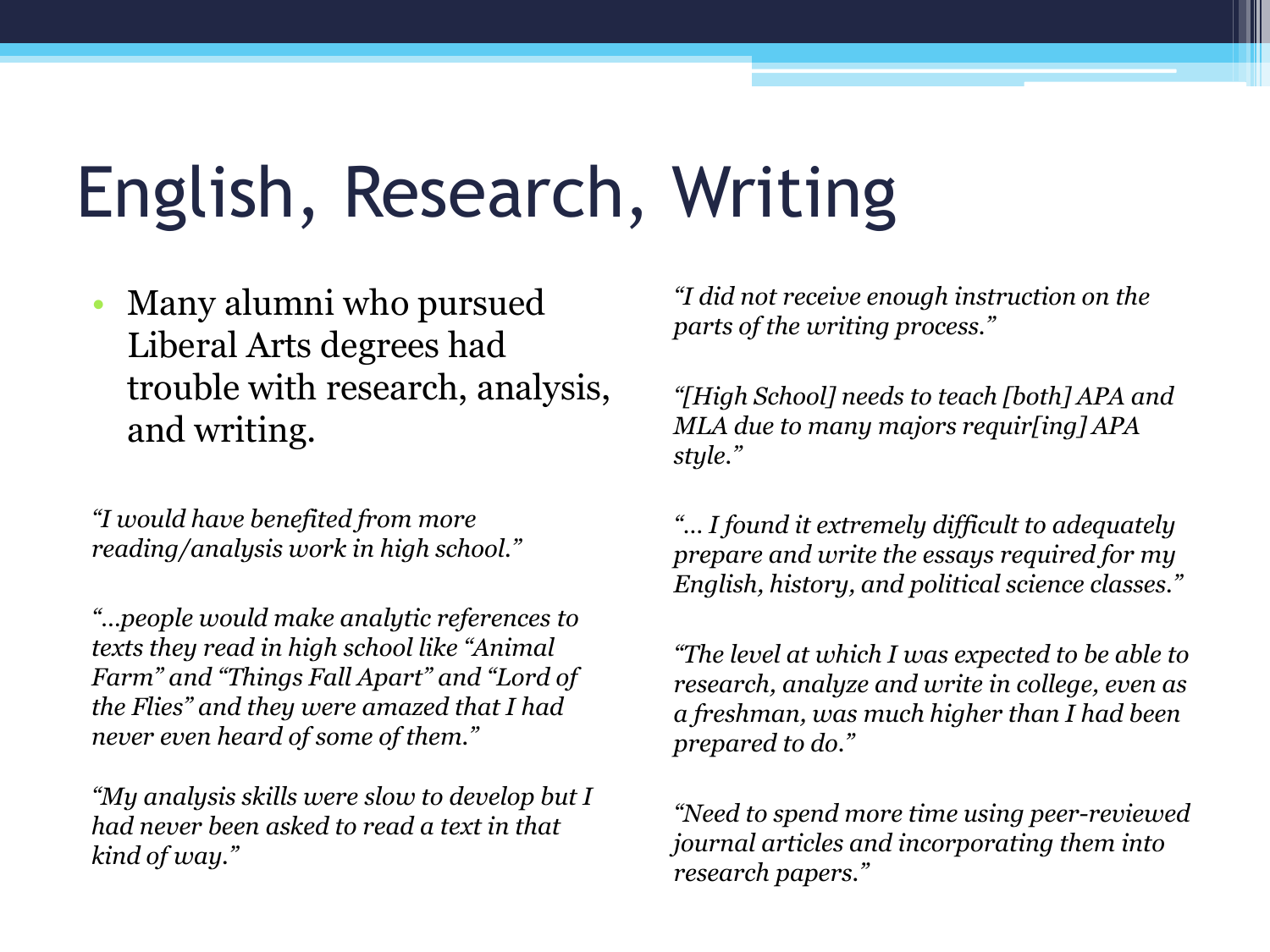# English, Research, Writing

- Many alumni who pursued Liberal Arts degrees had trouble with research, analysis, and writing.

*"I would have benefited from more reading/analysis work in high school."*

*"…people would make analytic references to texts they read in high school like "Animal Farm" and "Things Fall Apart" and "Lord of the Flies" and they were amazed that I had never even heard of some of them."*

*"My analysis skills were slow to develop but I had never been asked to read a text in that kind of way."*

*"I did not receive enough instruction on the parts of the writing process."*

*"[High School] needs to teach [both] APA and MLA due to many majors requir[ing] APA style."*

*"… I found it extremely difficult to adequately prepare and write the essays required for my English, history, and political science classes."*

*"The level at which I was expected to be able to research, analyze and write in college, even as a freshman, was much higher than I had been prepared to do."*

*"Need to spend more time using peer-reviewed journal articles and incorporating them into research papers."*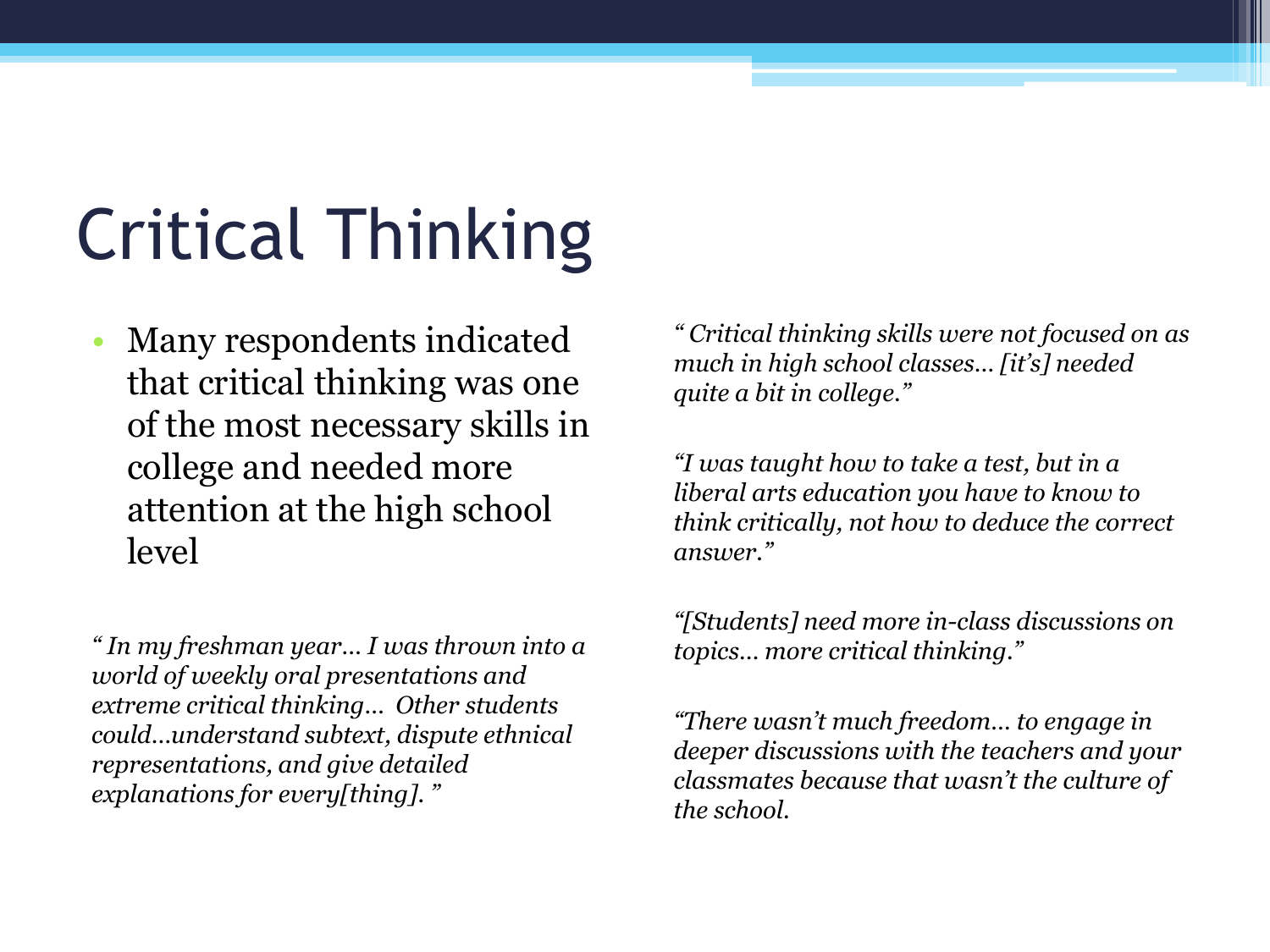# Critical Thinking

- Many respondents indicated that critical thinking was one of the most necessary skills in college and needed more attention at the high school level

*" In my freshman year… I was thrown into a world of weekly oral presentations and extreme critical thinking… Other students could…understand subtext, dispute ethnical representations, and give detailed explanations for every[thing]. "*

*" Critical thinking skills were not focused on as much in high school classes… [it's] needed quite a bit in college."*

*"I was taught how to take a test, but in a liberal arts education you have to know to think critically, not how to deduce the correct answer."*

*"[Students] need more in-class discussions on topics… more critical thinking."*

*"There wasn't much freedom… to engage in deeper discussions with the teachers and your classmates because that wasn't the culture of the school.*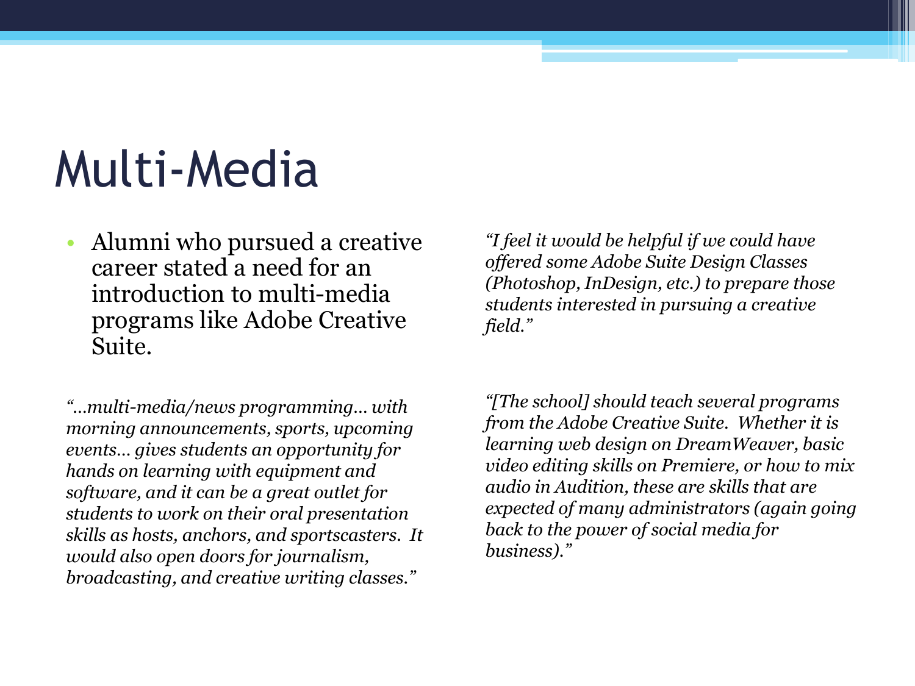# Multi-Media

- Alumni who pursued a creative career stated a need for an introduction to multi-media programs like Adobe Creative Suite.

*"I feel it would be helpful if we could have offered some Adobe Suite Design Classes (Photoshop, InDesign, etc.) to prepare those students interested in pursuing a creative field."*

*"…multi-media/news programming… with morning announcements, sports, upcoming events… gives students an opportunity for hands on learning with equipment and software, and it can be a great outlet for students to work on their oral presentation skills as hosts, anchors, and sportscasters. It would also open doors for journalism, broadcasting, and creative writing classes."*

*"[The school] should teach several programs from the Adobe Creative Suite. Whether it is learning web design on DreamWeaver, basic video editing skills on Premiere, or how to mix audio in Audition, these are skills that are expected of many administrators (again going back to the power of social media for business)."*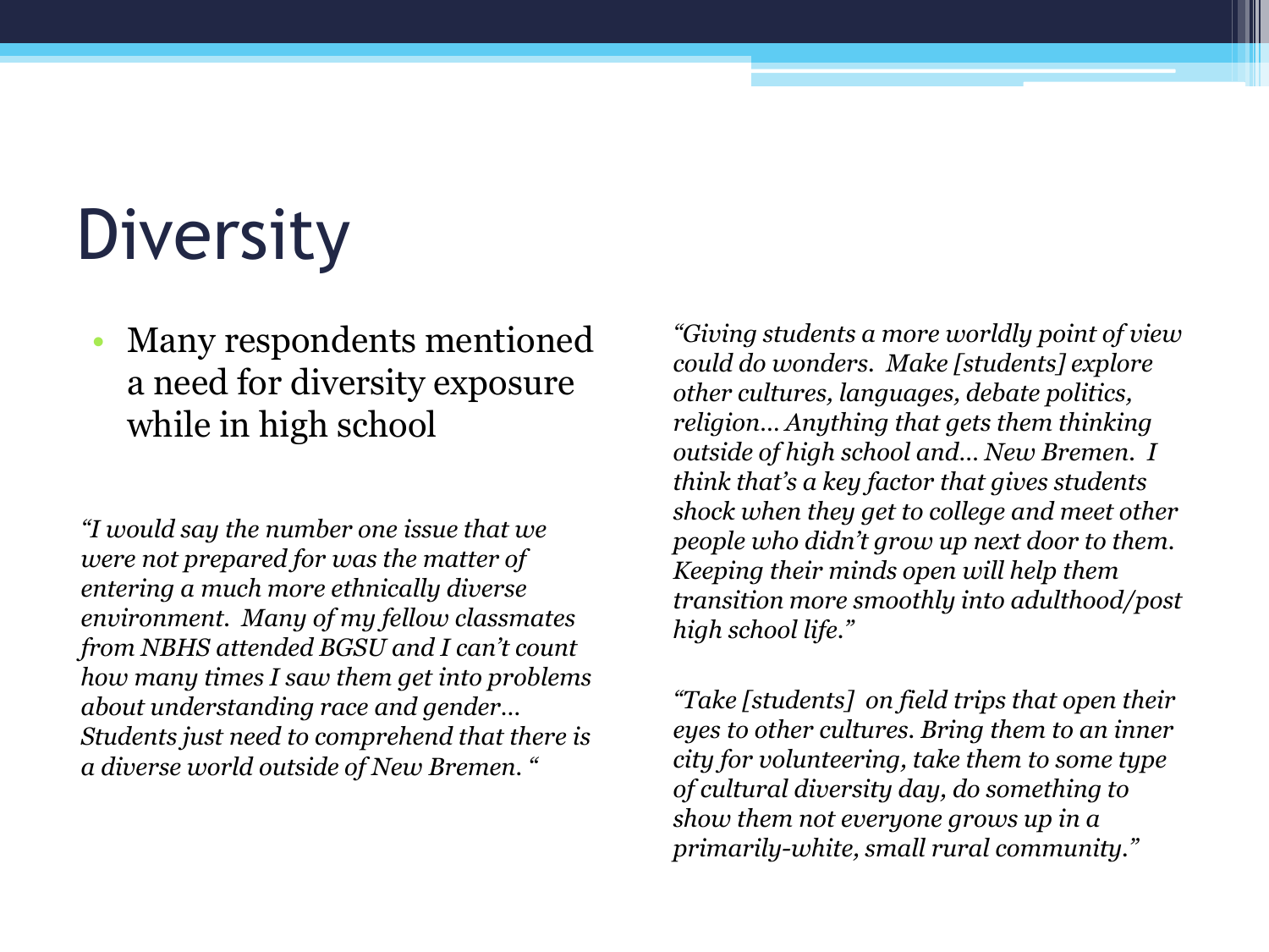# Diversity

- Many respondents mentioned a need for diversity exposure while in high school

*"I would say the number one issue that we were not prepared for was the matter of entering a much more ethnically diverse environment. Many of my fellow classmates from NBHS attended BGSU and I can't count how many times I saw them get into problems about understanding race and gender… Students just need to comprehend that there is a diverse world outside of New Bremen. "*

*"Giving students a more worldly point of view could do wonders. Make [students] explore other cultures, languages, debate politics, religion… Anything that gets them thinking outside of high school and… New Bremen. I think that's a key factor that gives students shock when they get to college and meet other people who didn't grow up next door to them. Keeping their minds open will help them transition more smoothly into adulthood/post high school life."*

*"Take [students] on field trips that open their eyes to other cultures. Bring them to an inner city for volunteering, take them to some type of cultural diversity day, do something to show them not everyone grows up in a primarily-white, small rural community."*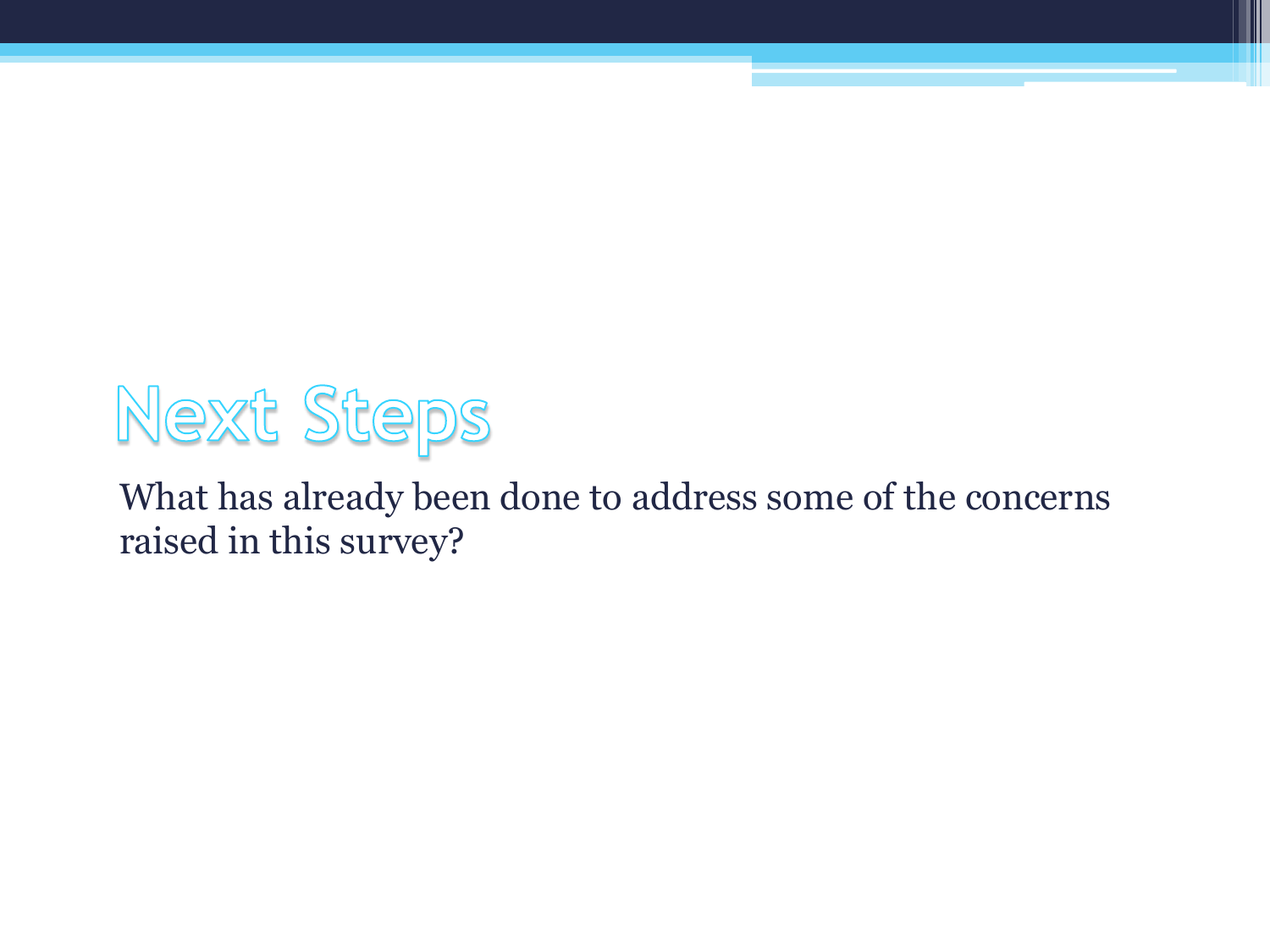# Next Steps

What has already been done to address some of the concerns raised in this survey?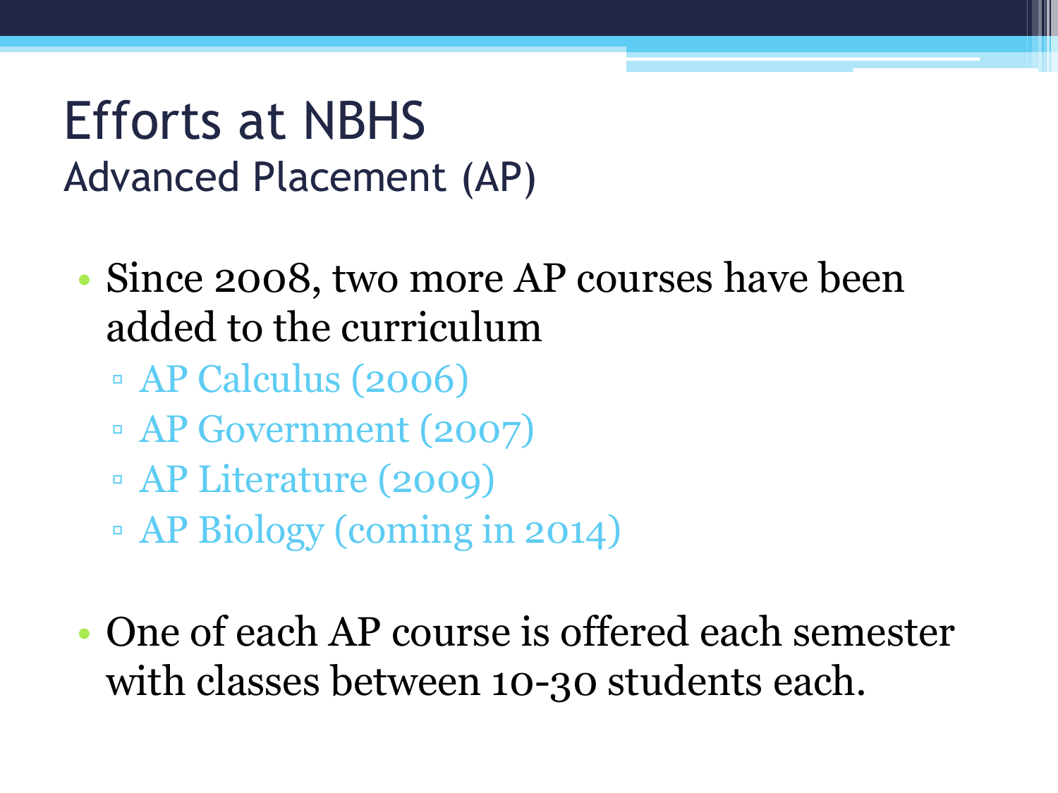# Efforts at NBHS
## Advanced Placement (AP)

- Since 2008, two more AP courses have been added to the curriculum
  - AP Calculus (2006)
  - AP Government (2007)
  - AP Literature (2009)
  - AP Biology (coming in 2014)

- One of each AP course is offered each semester with classes between 10-30 students each.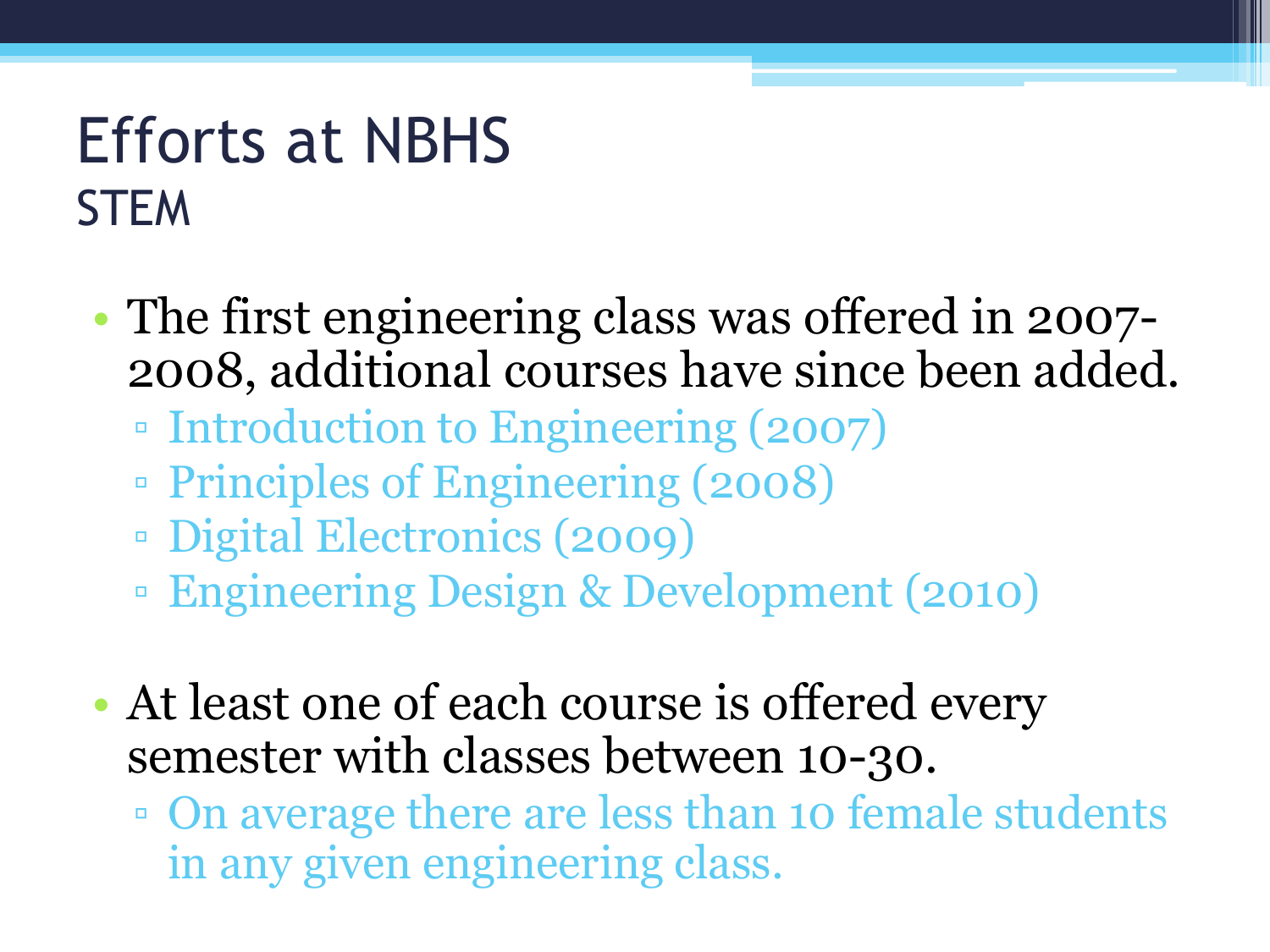# Efforts at NBHS

## STEM

- The first engineering class was offered in 2007-2008, additional courses have since been added.
  - Introduction to Engineering (2007)
  - Principles of Engineering (2008)
  - Digital Electronics (2009)
  - Engineering Design & Development (2010)

- At least one of each course is offered every semester with classes between 10-30.
  - On average there are less than 10 female students in any given engineering class.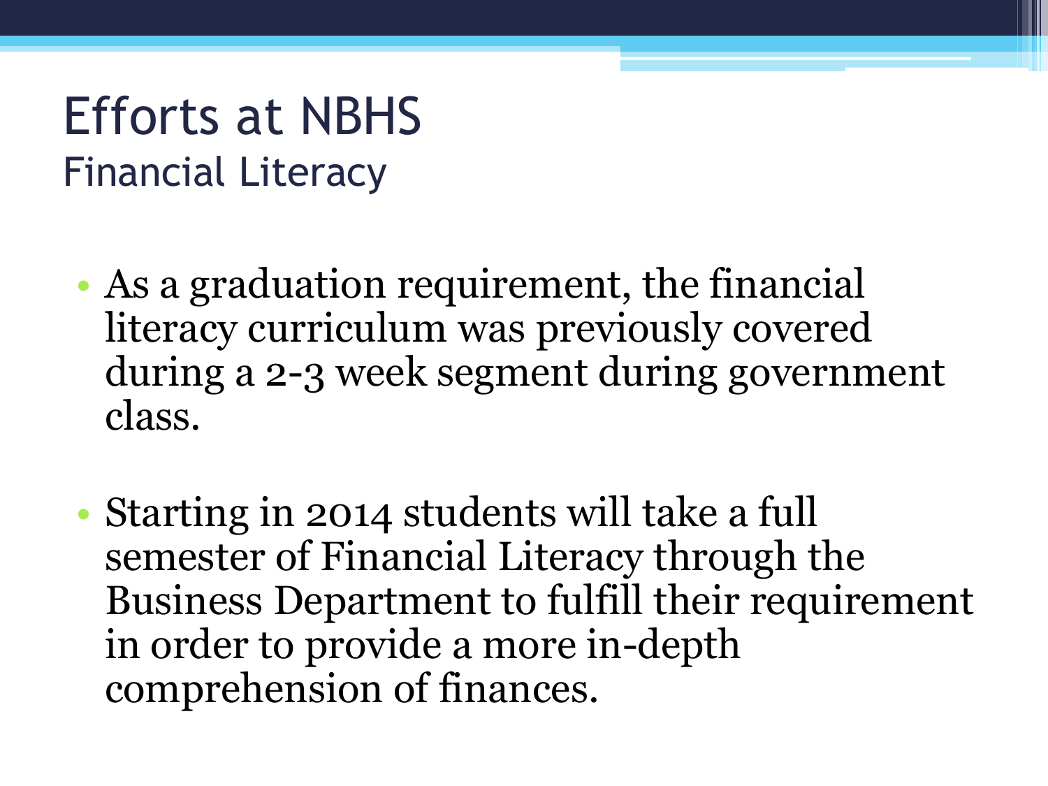# Efforts at NBHS

## Financial Literacy

- As a graduation requirement, the financial literacy curriculum was previously covered during a 2-3 week segment during government class.
- Starting in 2014 students will take a full semester of Financial Literacy through the Business Department to fulfill their requirement in order to provide a more in-depth comprehension of finances.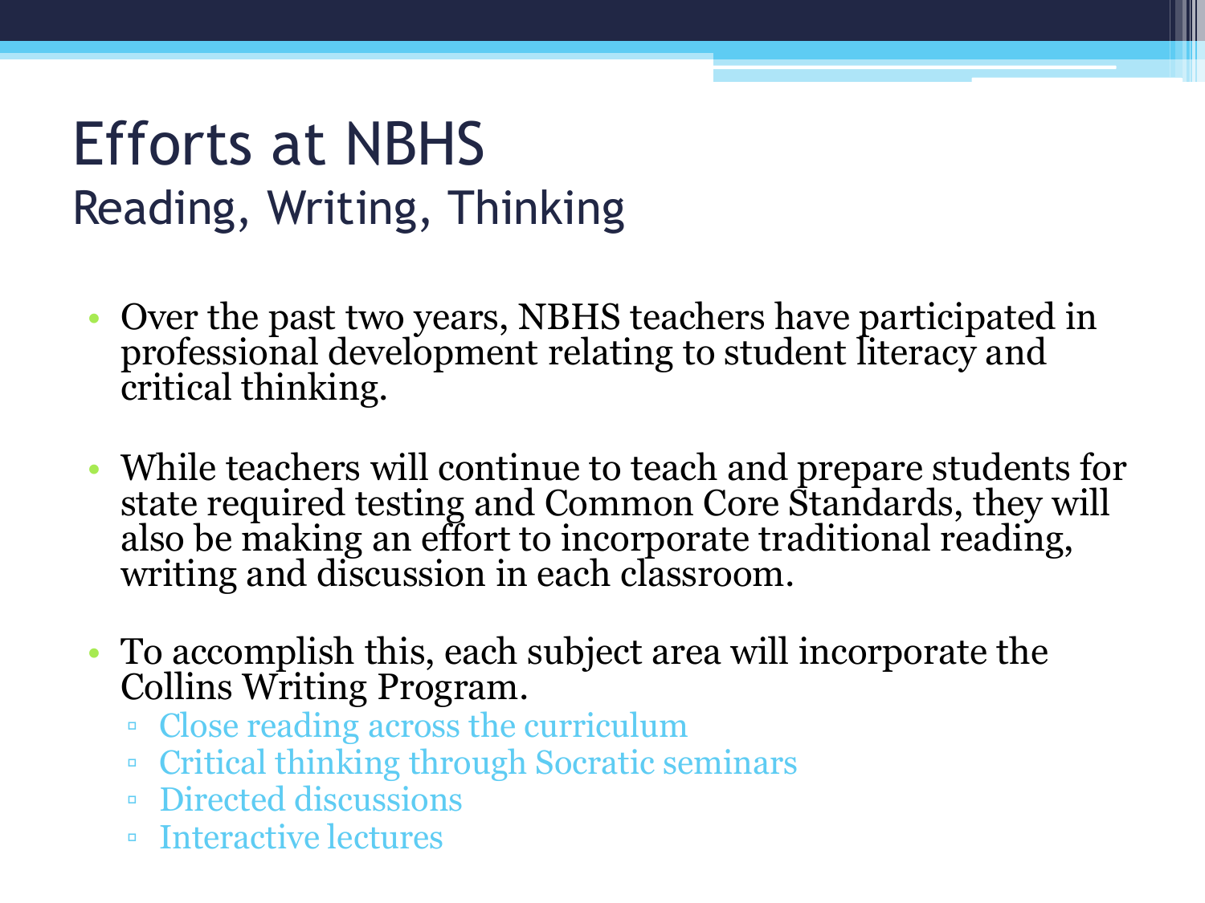# Efforts at NBHS

## Reading, Writing, Thinking

- Over the past two years, NBHS teachers have participated in professional development relating to student literacy and critical thinking.
- While teachers will continue to teach and prepare students for state required testing and Common Core Standards, they will also be making an effort to incorporate traditional reading, writing and discussion in each classroom.
- To accomplish this, each subject area will incorporate the Collins Writing Program.
  - Close reading across the curriculum
  - Critical thinking through Socratic seminars
  - Directed discussions
  - Interactive lectures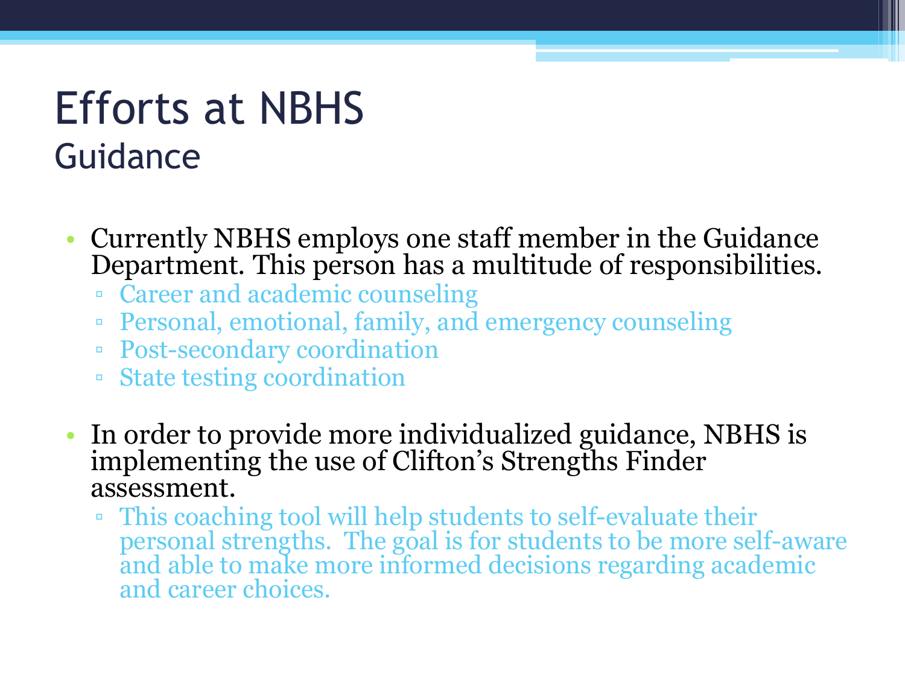# Efforts at NBHS
## Guidance

- Currently NBHS employs one staff member in the Guidance Department. This person has a multitude of responsibilities.
  - Career and academic counseling
  - Personal, emotional, family, and emergency counseling
  - Post-secondary coordination
  - State testing coordination

- In order to provide more individualized guidance, NBHS is implementing the use of Clifton's Strengths Finder assessment.
  - This coaching tool will help students to self-evaluate their personal strengths. The goal is for students to be more self-aware and able to make more informed decisions regarding academic and career choices.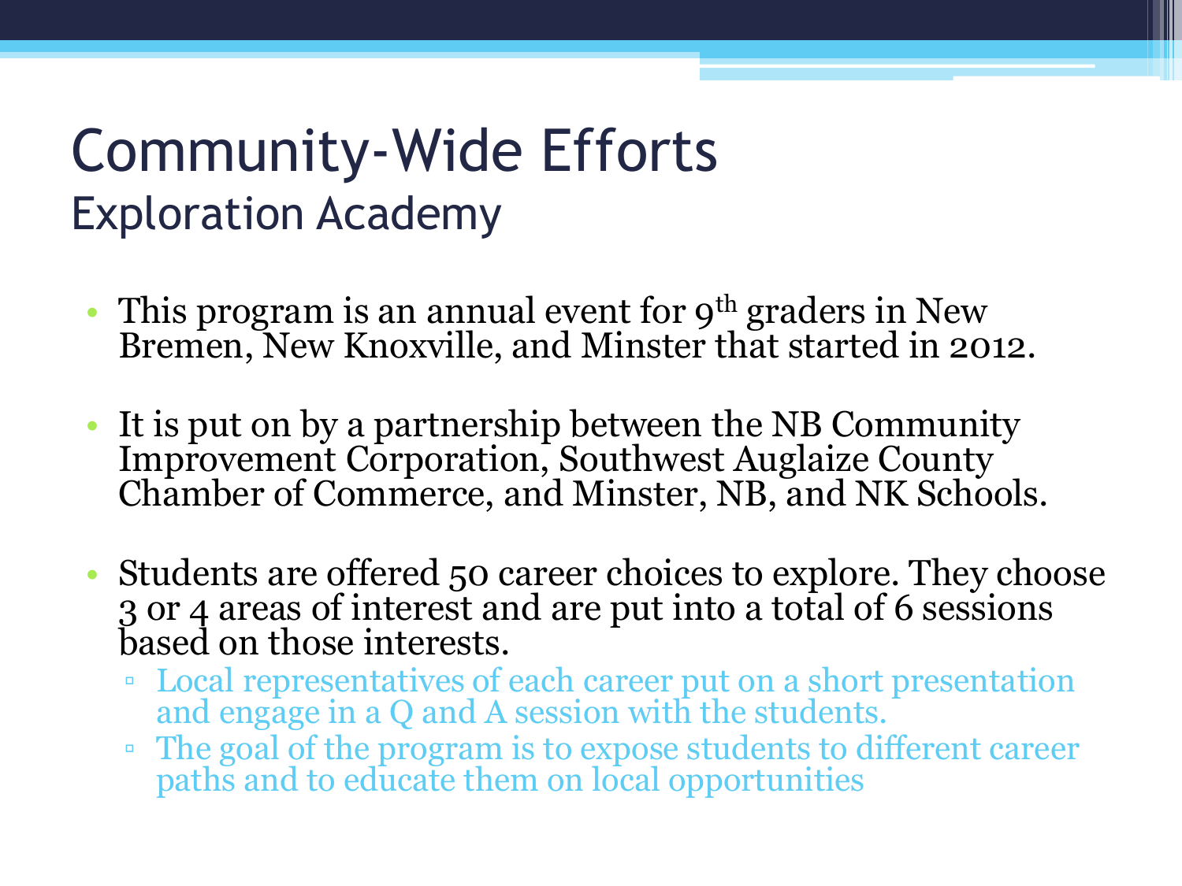# Community-Wide Efforts

## Exploration Academy

- This program is an annual event for 9th graders in New Bremen, New Knoxville, and Minster that started in 2012.
- It is put on by a partnership between the NB Community Improvement Corporation, Southwest Auglaize County Chamber of Commerce, and Minster, NB, and NK Schools.
- Students are offered 50 career choices to explore. They choose 3 or 4 areas of interest and are put into a total of 6 sessions based on those interests.
  - Local representatives of each career put on a short presentation and engage in a Q and A session with the students.
  - The goal of the program is to expose students to different career paths and to educate them on local opportunities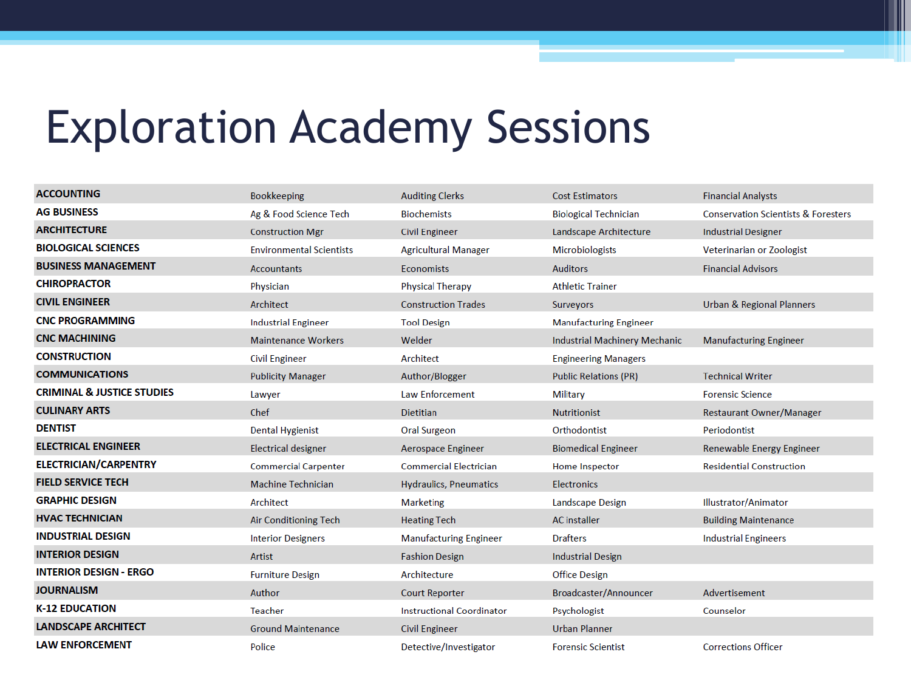# Exploration Academy Sessions

| | | | | |
|---|---|---|---|---|
| **ACCOUNTING** | Bookkeeping | Auditing Clerks | Cost Estimators | Financial Analysts |
| **AG BUSINESS** | Ag & Food Science Tech | Biochemists | Biological Technician | Conservation Scientists & Foresters |
| **ARCHITECTURE** | Construction Mgr | Civil Engineer | Landscape Architecture | Industrial Designer |
| **BIOLOGICAL SCIENCES** | Environmental Scientists | Agricultural Manager | Microbiologists | Veterinarian or Zoologist |
| **BUSINESS MANAGEMENT** | Accountants | Economists | Auditors | Financial Advisors |
| **CHIROPRACTOR** | Physician | Physical Therapy | Athletic Trainer | |
| **CIVIL ENGINEER** | Architect | Construction Trades | Surveyors | Urban & Regional Planners |
| **CNC PROGRAMMING** | Industrial Engineer | Tool Design | Manufacturing Engineer | |
| **CNC MACHINING** | Maintenance Workers | Welder | Industrial Machinery Mechanic | Manufacturing Engineer |
| **CONSTRUCTION** | Civil Engineer | Architect | Engineering Managers | |
| **COMMUNICATIONS** | Publicity Manager | Author/Blogger | Public Relations (PR) | Technical Writer |
| **CRIMINAL & JUSTICE STUDIES** | Lawyer | Law Enforcement | Military | Forensic Science |
| **CULINARY ARTS** | Chef | Dietitian | Nutritionist | Restaurant Owner/Manager |
| **DENTIST** | Dental Hygienist | Oral Surgeon | Orthodontist | Periodontist |
| **ELECTRICAL ENGINEER** | Electrical designer | Aerospace Engineer | Biomedical Engineer | Renewable Energy Engineer |
| **ELECTRICIAN/CARPENTRY** | Commercial Carpenter | Commercial Electrician | Home Inspector | Residential Construction |
| **FIELD SERVICE TECH** | Machine Technician | Hydraulics, Pneumatics | Electronics | |
| **GRAPHIC DESIGN** | Architect | Marketing | Landscape Design | Illustrator/Animator |
| **HVAC TECHNICIAN** | Air Conditioning Tech | Heating Tech | AC installer | Building Maintenance |
| **INDUSTRIAL DESIGN** | Interior Designers | Manufacturing Engineer | Drafters | Industrial Engineers |
| **INTERIOR DESIGN** | Artist | Fashion Design | Industrial Design | |
| **INTERIOR DESIGN - ERGO** | Furniture Design | Architecture | Office Design | |
| **JOURNALISM** | Author | Court Reporter | Broadcaster/Announcer | Advertisement |
| **K-12 EDUCATION** | Teacher | Instructional Coordinator | Psychologist | Counselor |
| **LANDSCAPE ARCHITECT** | Ground Maintenance | Civil Engineer | Urban Planner | |
| **LAW ENFORCEMENT** | Police | Detective/Investigator | Forensic Scientist | Corrections Officer |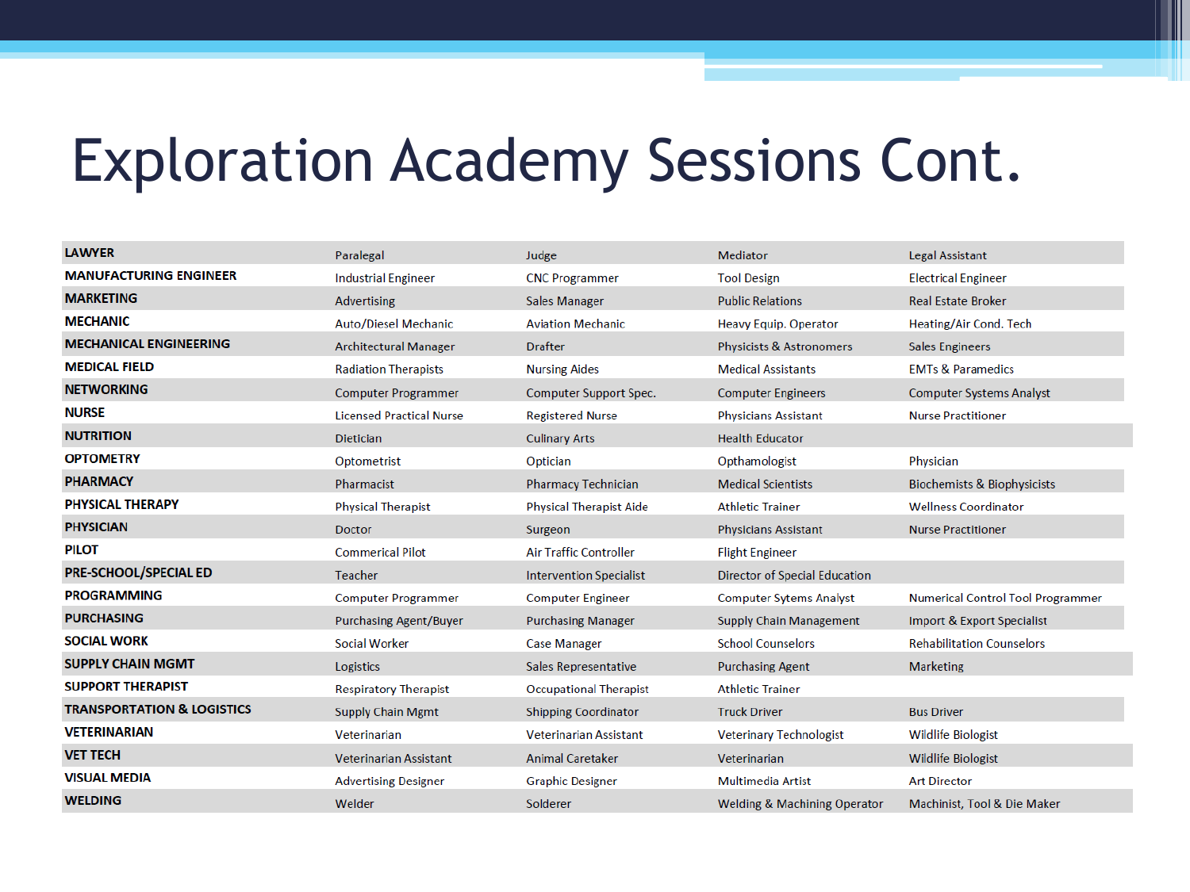# Exploration Academy Sessions Cont.

| | | | | |
|---|---|---|---|---|
| **LAWYER** | Paralegal | Judge | Mediator | Legal Assistant |
| **MANUFACTURING ENGINEER** | Industrial Engineer | CNC Programmer | Tool Design | Electrical Engineer |
| **MARKETING** | Advertising | Sales Manager | Public Relations | Real Estate Broker |
| **MECHANIC** | Auto/Diesel Mechanic | Aviation Mechanic | Heavy Equip. Operator | Heating/Air Cond. Tech |
| **MECHANICAL ENGINEERING** | Architectural Manager | Drafter | Physicists & Astronomers | Sales Engineers |
| **MEDICAL FIELD** | Radiation Therapists | Nursing Aides | Medical Assistants | EMTs & Paramedics |
| **NETWORKING** | Computer Programmer | Computer Support Spec. | Computer Engineers | Computer Systems Analyst |
| **NURSE** | Licensed Practical Nurse | Registered Nurse | Physicians Assistant | Nurse Practitioner |
| **NUTRITION** | Dietician | Culinary Arts | Health Educator | |
| **OPTOMETRY** | Optometrist | Optician | Opthamologist | Physician |
| **PHARMACY** | Pharmacist | Pharmacy Technician | Medical Scientists | Biochemists & Biophysicists |
| **PHYSICAL THERAPY** | Physical Therapist | Physical Therapist Aide | Athletic Trainer | Wellness Coordinator |
| **PHYSICIAN** | Doctor | Surgeon | Physicians Assistant | Nurse Practitioner |
| **PILOT** | Commerical Pilot | Air Traffic Controller | Flight Engineer | |
| **PRE-SCHOOL/SPECIAL ED** | Teacher | Intervention Specialist | Director of Special Education | |
| **PROGRAMMING** | Computer Programmer | Computer Engineer | Computer Sytems Analyst | Numerical Control Tool Programmer |
| **PURCHASING** | Purchasing Agent/Buyer | Purchasing Manager | Supply Chain Management | Import & Export Specialist |
| **SOCIAL WORK** | Social Worker | Case Manager | School Counselors | Rehabilitation Counselors |
| **SUPPLY CHAIN MGMT** | Logistics | Sales Representative | Purchasing Agent | Marketing |
| **SUPPORT THERAPIST** | Respiratory Therapist | Occupational Therapist | Athletic Trainer | |
| **TRANSPORTATION & LOGISTICS** | Supply Chain Mgmt | Shipping Coordinator | Truck Driver | Bus Driver |
| **VETERINARIAN** | Veterinarian | Veterinarian Assistant | Veterinary Technologist | Wildlife Biologist |
| **VET TECH** | Veterinarian Assistant | Animal Caretaker | Veterinarian | Wildlife Biologist |
| **VISUAL MEDIA** | Advertising Designer | Graphic Designer | Multimedia Artist | Art Director |
| **WELDING** | Welder | Solderer | Welding & Machining Operator | Machinist, Tool & Die Maker |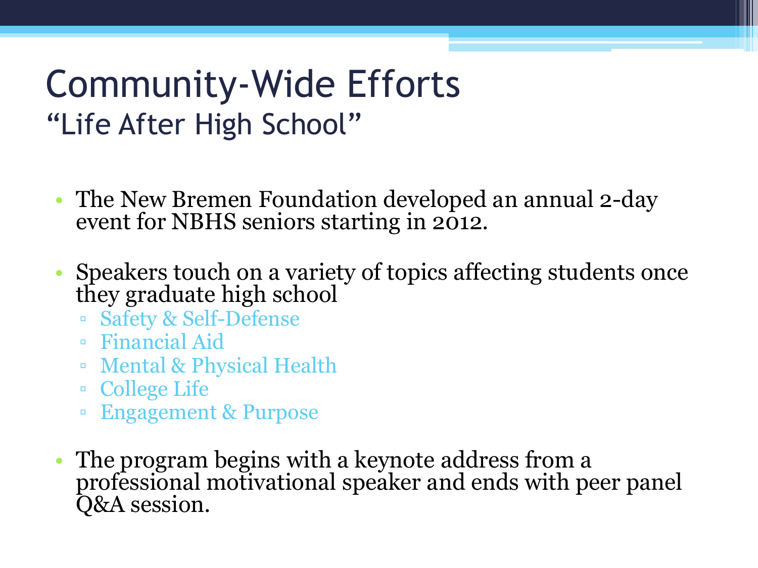# Community-Wide Efforts

## "Life After High School"

- The New Bremen Foundation developed an annual 2-day event for NBHS seniors starting in 2012.
- Speakers touch on a variety of topics affecting students once they graduate high school
  - Safety & Self-Defense
  - Financial Aid
  - Mental & Physical Health
  - College Life
  - Engagement & Purpose
- The program begins with a keynote address from a professional motivational speaker and ends with peer panel Q&A session.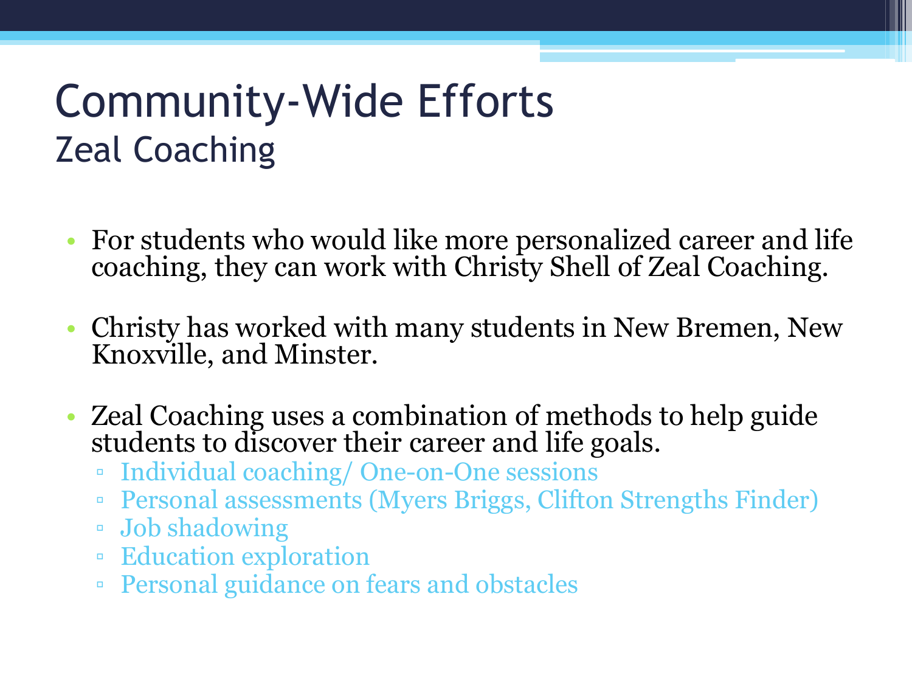# Community-Wide Efforts

## Zeal Coaching

- For students who would like more personalized career and life coaching, they can work with Christy Shell of Zeal Coaching.
- Christy has worked with many students in New Bremen, New Knoxville, and Minster.
- Zeal Coaching uses a combination of methods to help guide students to discover their career and life goals.
  - Individual coaching/ One-on-One sessions
  - Personal assessments (Myers Briggs, Clifton Strengths Finder)
  - Job shadowing
  - Education exploration
  - Personal guidance on fears and obstacles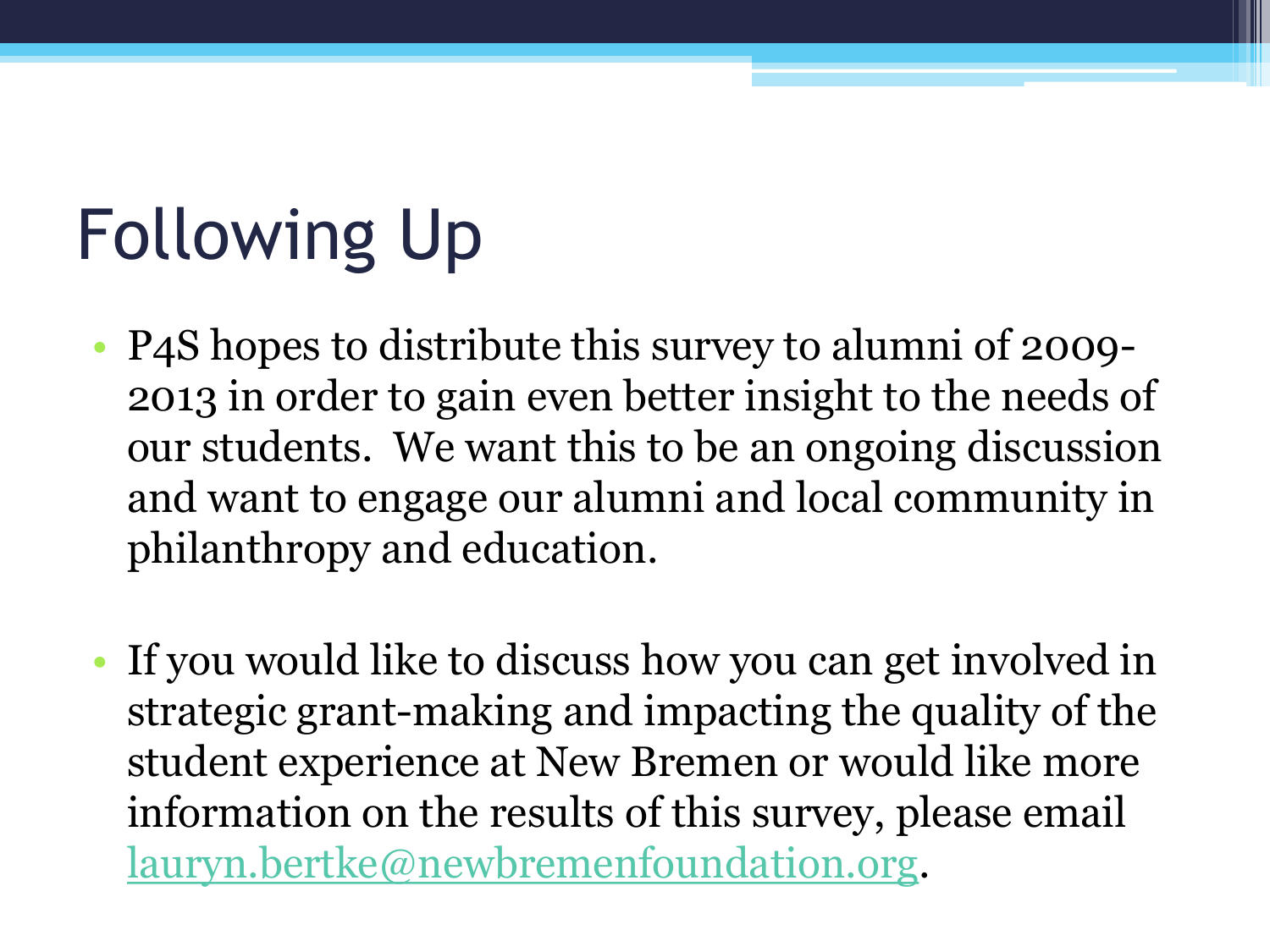# Following Up

- P4S hopes to distribute this survey to alumni of 2009-2013 in order to gain even better insight to the needs of our students. We want this to be an ongoing discussion and want to engage our alumni and local community in philanthropy and education.

- If you would like to discuss how you can get involved in strategic grant-making and impacting the quality of the student experience at New Bremen or would like more information on the results of this survey, please email lauryn.bertke@newbremenfoundation.org.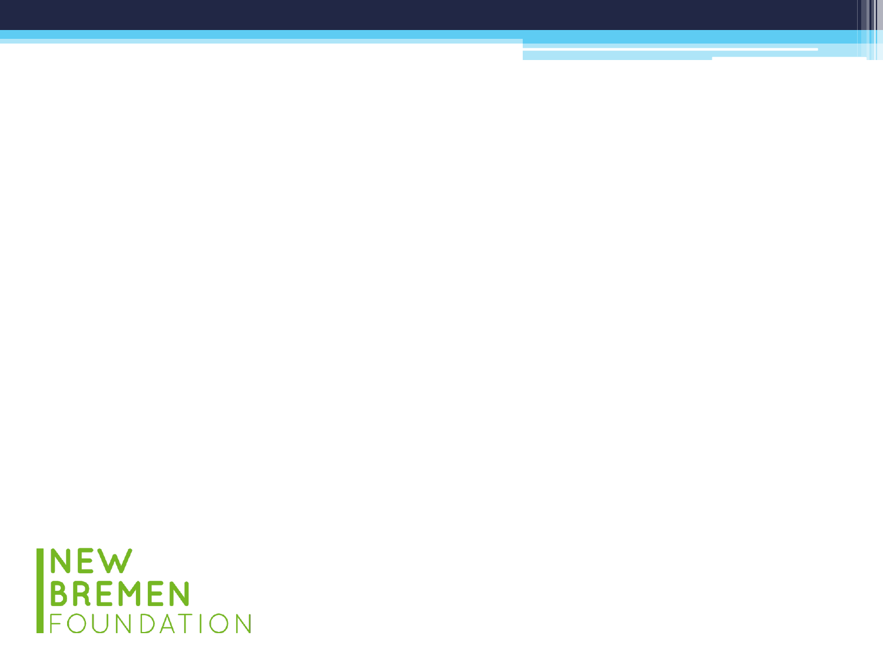NEW
BREMEN
FOUNDATION